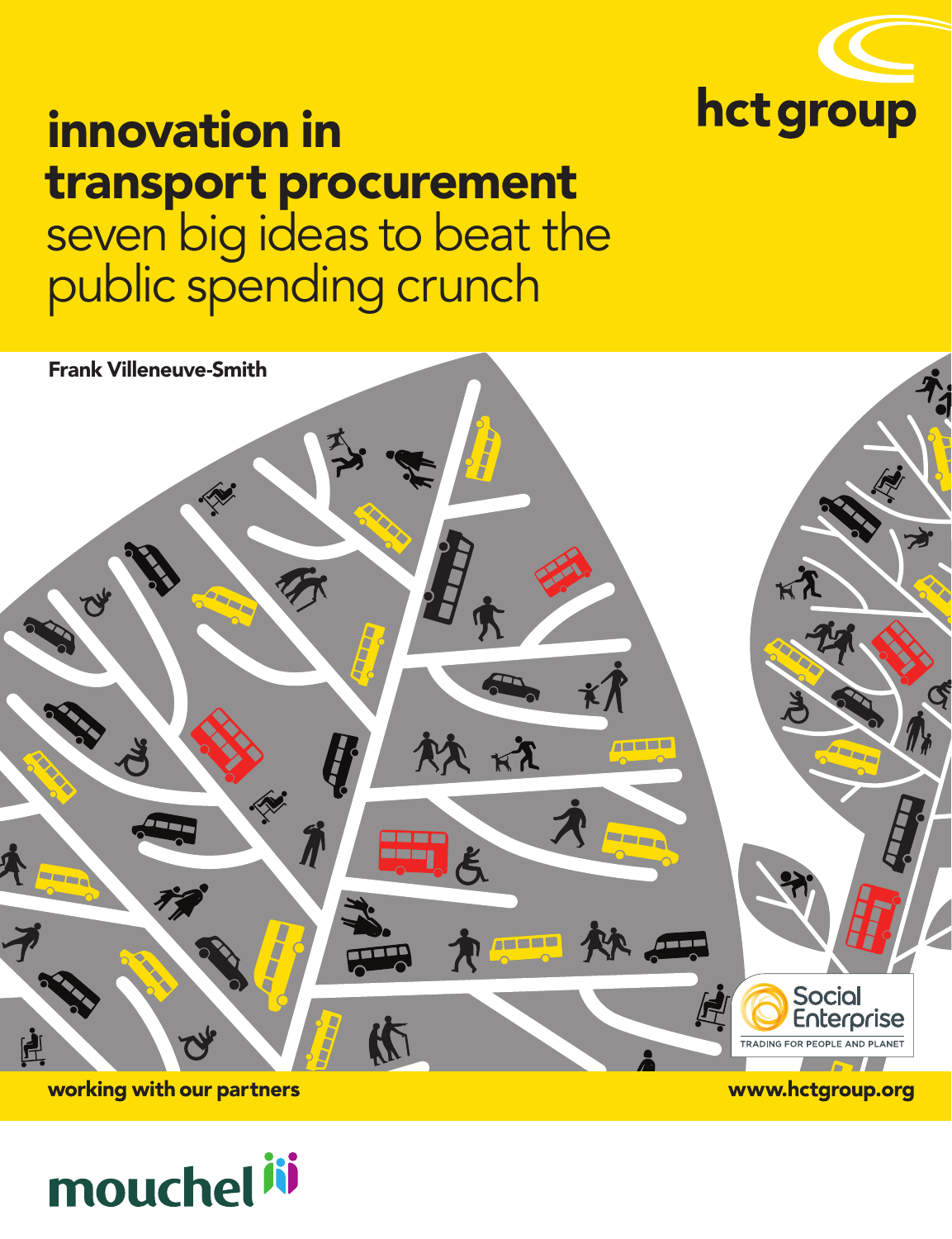hct group

# innovation in transport procurement

## seven big ideas to beat the public spending crunch

**Frank Villeneuve-Smith**

Social Enterprise
TRADING FOR PEOPLE AND PLANET

**working with our partners**

**www.hctgroup.org**

mouchel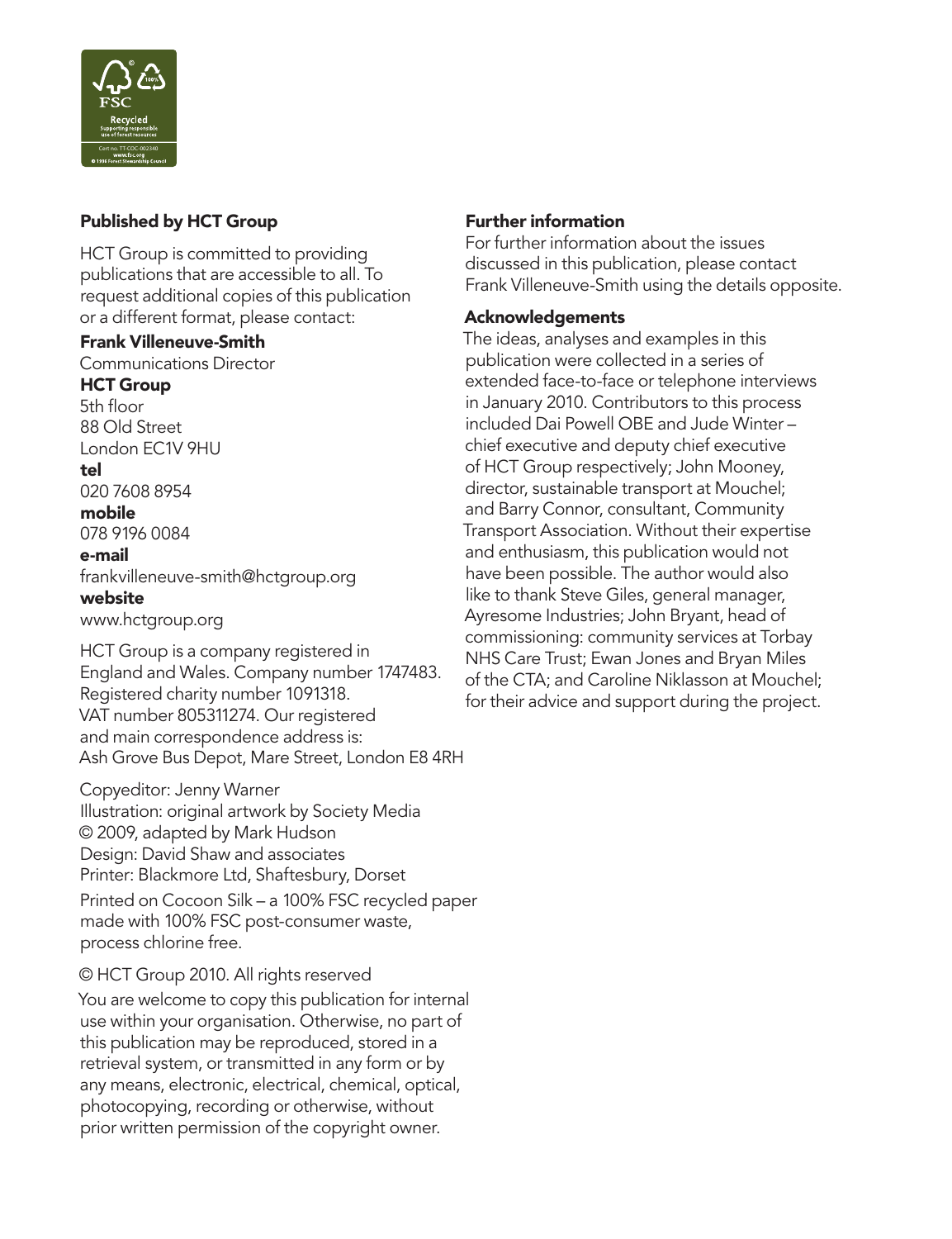FSC

Recycled

Supporting responsible use of forest resources

Cert no. TT-COC-002340

www.fsc.org

© 1996 Forest Stewardship Council

**Published by HCT Group**

HCT Group is committed to providing publications that are accessible to all. To request additional copies of this publication or a different format, please contact:

**Frank Villeneuve-Smith**
Communications Director
**HCT Group**
5th floor
88 Old Street
London EC1V 9HU
**tel**
020 7608 8954
**mobile**
078 9196 0084
**e-mail**
frankvilleneuve-smith@hctgroup.org
**website**
www.hctgroup.org

HCT Group is a company registered in England and Wales. Company number 1747483. Registered charity number 1091318. VAT number 805311274. Our registered and main correspondence address is: Ash Grove Bus Depot, Mare Street, London E8 4RH

Copyeditor: Jenny Warner
Illustration: original artwork by Society Media © 2009, adapted by Mark Hudson
Design: David Shaw and associates
Printer: Blackmore Ltd, Shaftesbury, Dorset

Printed on Cocoon Silk – a 100% FSC recycled paper made with 100% FSC post-consumer waste, process chlorine free.

© HCT Group 2010. All rights reserved

You are welcome to copy this publication for internal use within your organisation. Otherwise, no part of this publication may be reproduced, stored in a retrieval system, or transmitted in any form or by any means, electronic, electrical, chemical, optical, photocopying, recording or otherwise, without prior written permission of the copyright owner.

**Further information**

For further information about the issues discussed in this publication, please contact Frank Villeneuve-Smith using the details opposite.

**Acknowledgements**

The ideas, analyses and examples in this publication were collected in a series of extended face-to-face or telephone interviews in January 2010. Contributors to this process included Dai Powell OBE and Jude Winter – chief executive and deputy chief executive of HCT Group respectively; John Mooney, director, sustainable transport at Mouchel; and Barry Connor, consultant, Community Transport Association. Without their expertise and enthusiasm, this publication would not have been possible. The author would also like to thank Steve Giles, general manager, Ayresome Industries; John Bryant, head of commissioning: community services at Torbay NHS Care Trust; Ewan Jones and Bryan Miles of the CTA; and Caroline Niklasson at Mouchel; for their advice and support during the project.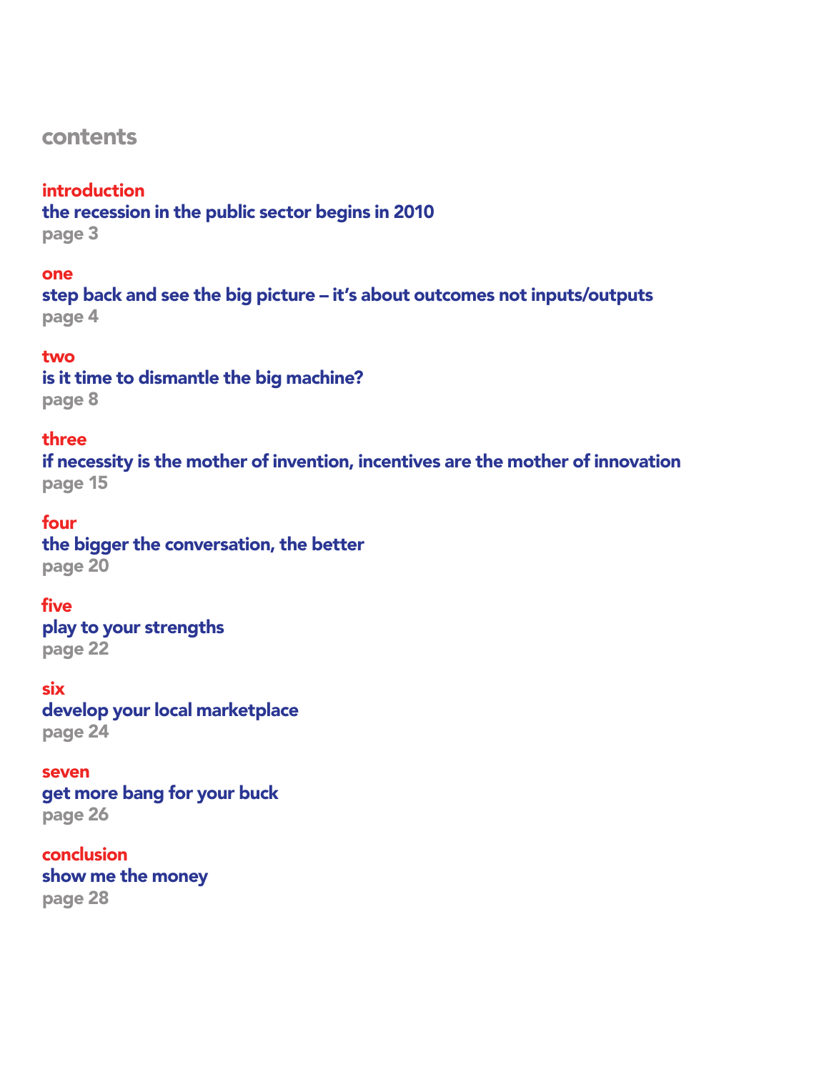# contents

**introduction**
**the recession in the public sector begins in 2010**
page 3

**one**
**step back and see the big picture – it's about outcomes not inputs/outputs**
page 4

**two**
**is it time to dismantle the big machine?**
page 8

**three**
**if necessity is the mother of invention, incentives are the mother of innovation**
page 15

**four**
**the bigger the conversation, the better**
page 20

**five**
**play to your strengths**
page 22

**six**
**develop your local marketplace**
page 24

**seven**
**get more bang for your buck**
page 26

**conclusion**
**show me the money**
page 28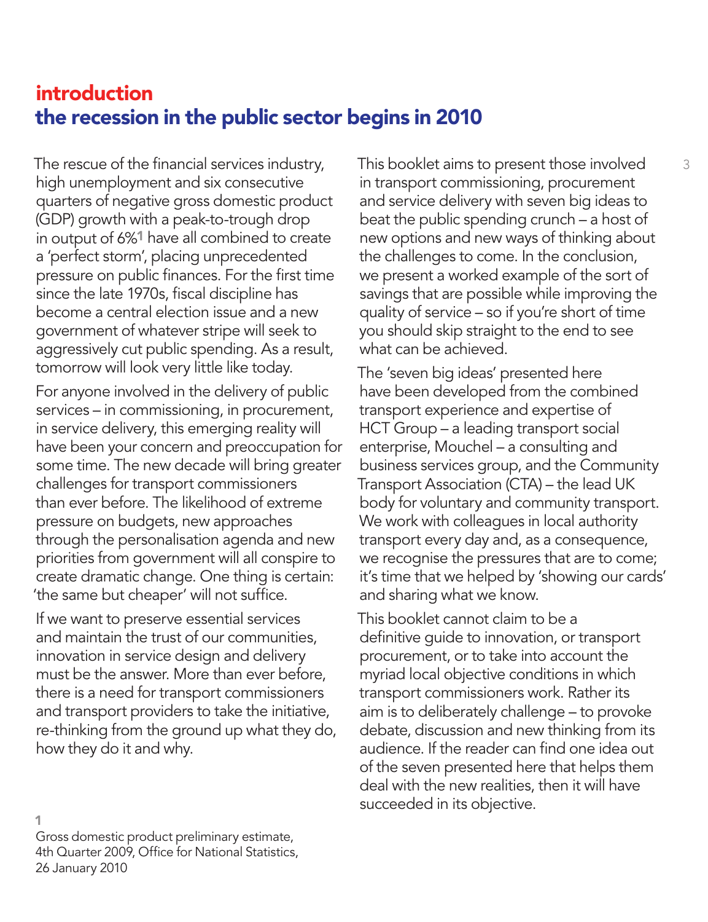# introduction
## the recession in the public sector begins in 2010

The rescue of the financial services industry, high unemployment and six consecutive quarters of negative gross domestic product (GDP) growth with a peak-to-trough drop in output of 6%[1] have all combined to create a 'perfect storm', placing unprecedented pressure on public finances. For the first time since the late 1970s, fiscal discipline has become a central election issue and a new government of whatever stripe will seek to aggressively cut public spending. As a result, tomorrow will look very little like today.

For anyone involved in the delivery of public services – in commissioning, in procurement, in service delivery, this emerging reality will have been your concern and preoccupation for some time. The new decade will bring greater challenges for transport commissioners than ever before. The likelihood of extreme pressure on budgets, new approaches through the personalisation agenda and new priorities from government will all conspire to create dramatic change. One thing is certain: 'the same but cheaper' will not suffice.

If we want to preserve essential services and maintain the trust of our communities, innovation in service design and delivery must be the answer. More than ever before, there is a need for transport commissioners and transport providers to take the initiative, re-thinking from the ground up what they do, how they do it and why.

This booklet aims to present those involved in transport commissioning, procurement and service delivery with seven big ideas to beat the public spending crunch – a host of new options and new ways of thinking about the challenges to come. In the conclusion, we present a worked example of the sort of savings that are possible while improving the quality of service – so if you're short of time you should skip straight to the end to see what can be achieved.

The 'seven big ideas' presented here have been developed from the combined transport experience and expertise of HCT Group – a leading transport social enterprise, Mouchel – a consulting and business services group, and the Community Transport Association (CTA) – the lead UK body for voluntary and community transport. We work with colleagues in local authority transport every day and, as a consequence, we recognise the pressures that are to come; it's time that we helped by 'showing our cards' and sharing what we know.

This booklet cannot claim to be a definitive guide to innovation, or transport procurement, or to take into account the myriad local objective conditions in which transport commissioners work. Rather its aim is to deliberately challenge – to provoke debate, discussion and new thinking from its audience. If the reader can find one idea out of the seven presented here that helps them deal with the new realities, then it will have succeeded in its objective.

1 Gross domestic product preliminary estimate, 4th Quarter 2009, Office for National Statistics, 26 January 2010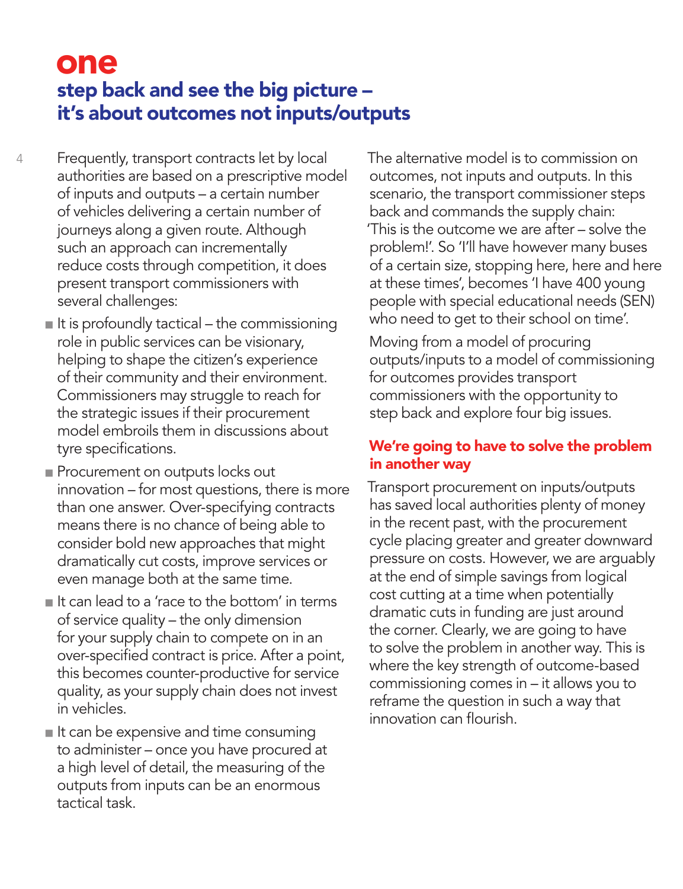# one

## step back and see the big picture – it's about outcomes not inputs/outputs

Frequently, transport contracts let by local authorities are based on a prescriptive model of inputs and outputs – a certain number of vehicles delivering a certain number of journeys along a given route. Although such an approach can incrementally reduce costs through competition, it does present transport commissioners with several challenges:

- It is profoundly tactical – the commissioning role in public services can be visionary, helping to shape the citizen's experience of their community and their environment. Commissioners may struggle to reach for the strategic issues if their procurement model embroils them in discussions about tyre specifications.
- Procurement on outputs locks out innovation – for most questions, there is more than one answer. Over-specifying contracts means there is no chance of being able to consider bold new approaches that might dramatically cut costs, improve services or even manage both at the same time.
- It can lead to a 'race to the bottom' in terms of service quality – the only dimension for your supply chain to compete on in an over-specified contract is price. After a point, this becomes counter-productive for service quality, as your supply chain does not invest in vehicles.
- It can be expensive and time consuming to administer – once you have procured at a high level of detail, the measuring of the outputs from inputs can be an enormous tactical task.

The alternative model is to commission on outcomes, not inputs and outputs. In this scenario, the transport commissioner steps back and commands the supply chain: 'This is the outcome we are after – solve the problem!'. So 'I'll have however many buses of a certain size, stopping here, here and here at these times', becomes 'I have 400 young people with special educational needs (SEN) who need to get to their school on time'.

Moving from a model of procuring outputs/inputs to a model of commissioning for outcomes provides transport commissioners with the opportunity to step back and explore four big issues.

### We're going to have to solve the problem in another way

Transport procurement on inputs/outputs has saved local authorities plenty of money in the recent past, with the procurement cycle placing greater and greater downward pressure on costs. However, we are arguably at the end of simple savings from logical cost cutting at a time when potentially dramatic cuts in funding are just around the corner. Clearly, we are going to have to solve the problem in another way. This is where the key strength of outcome-based commissioning comes in – it allows you to reframe the question in such a way that innovation can flourish.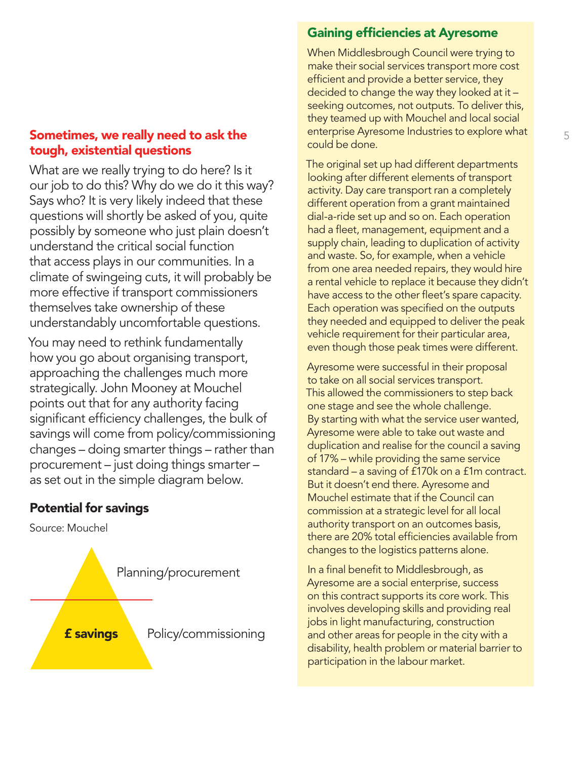## Sometimes, we really need to ask the tough, existential questions

What are we really trying to do here? Is it our job to do this? Why do we do it this way? Says who? It is very likely indeed that these questions will shortly be asked of you, quite possibly by someone who just plain doesn't understand the critical social function that access plays in our communities. In a climate of swingeing cuts, it will probably be more effective if transport commissioners themselves take ownership of these understandably uncomfortable questions.

You may need to rethink fundamentally how you go about organising transport, approaching the challenges much more strategically. John Mooney at Mouchel points out that for any authority facing significant efficiency challenges, the bulk of savings will come from policy/commissioning changes – doing smarter things – rather than procurement – just doing things smarter – as set out in the simple diagram below.

### Potential for savings

Source: Mouchel

Planning/procurement

**£ savings** Policy/commissioning

## Gaining efficiencies at Ayresome

When Middlesbrough Council were trying to make their social services transport more cost efficient and provide a better service, they decided to change the way they looked at it – seeking outcomes, not outputs. To deliver this, they teamed up with Mouchel and local social enterprise Ayresome Industries to explore what could be done.

The original set up had different departments looking after different elements of transport activity. Day care transport ran a completely different operation from a grant maintained dial-a-ride set up and so on. Each operation had a fleet, management, equipment and a supply chain, leading to duplication of activity and waste. So, for example, when a vehicle from one area needed repairs, they would hire a rental vehicle to replace it because they didn't have access to the other fleet's spare capacity. Each operation was specified on the outputs they needed and equipped to deliver the peak vehicle requirement for their particular area, even though those peak times were different.

Ayresome were successful in their proposal to take on all social services transport. This allowed the commissioners to step back one stage and see the whole challenge. By starting with what the service user wanted, Ayresome were able to take out waste and duplication and realise for the council a saving of 17% – while providing the same service standard – a saving of £170k on a £1m contract. But it doesn't end there. Ayresome and Mouchel estimate that if the Council can commission at a strategic level for all local authority transport on an outcomes basis, there are 20% total efficiencies available from changes to the logistics patterns alone.

In a final benefit to Middlesbrough, as Ayresome are a social enterprise, success on this contract supports its core work. This involves developing skills and providing real jobs in light manufacturing, construction and other areas for people in the city with a disability, health problem or material barrier to participation in the labour market.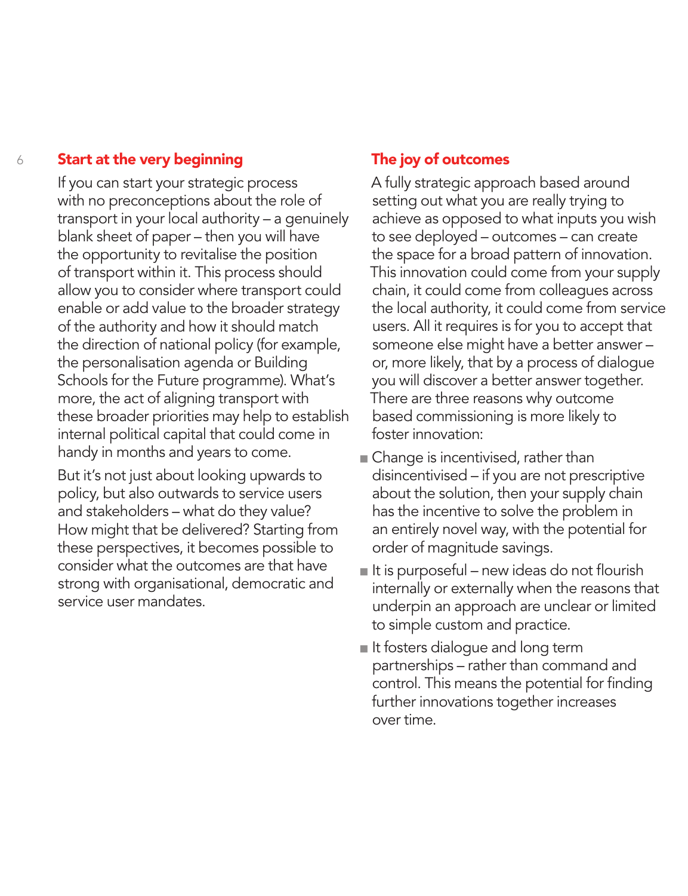## Start at the very beginning

If you can start your strategic process with no preconceptions about the role of transport in your local authority – a genuinely blank sheet of paper – then you will have the opportunity to revitalise the position of transport within it. This process should allow you to consider where transport could enable or add value to the broader strategy of the authority and how it should match the direction of national policy (for example, the personalisation agenda or Building Schools for the Future programme). What's more, the act of aligning transport with these broader priorities may help to establish internal political capital that could come in handy in months and years to come.

But it's not just about looking upwards to policy, but also outwards to service users and stakeholders – what do they value? How might that be delivered? Starting from these perspectives, it becomes possible to consider what the outcomes are that have strong with organisational, democratic and service user mandates.

## The joy of outcomes

A fully strategic approach based around setting out what you are really trying to achieve as opposed to what inputs you wish to see deployed – outcomes – can create the space for a broad pattern of innovation. This innovation could come from your supply chain, it could come from colleagues across the local authority, it could come from service users. All it requires is for you to accept that someone else might have a better answer – or, more likely, that by a process of dialogue you will discover a better answer together. There are three reasons why outcome based commissioning is more likely to foster innovation:

- Change is incentivised, rather than disincentivised – if you are not prescriptive about the solution, then your supply chain has the incentive to solve the problem in an entirely novel way, with the potential for order of magnitude savings.
- It is purposeful – new ideas do not flourish internally or externally when the reasons that underpin an approach are unclear or limited to simple custom and practice.
- It fosters dialogue and long term partnerships – rather than command and control. This means the potential for finding further innovations together increases over time.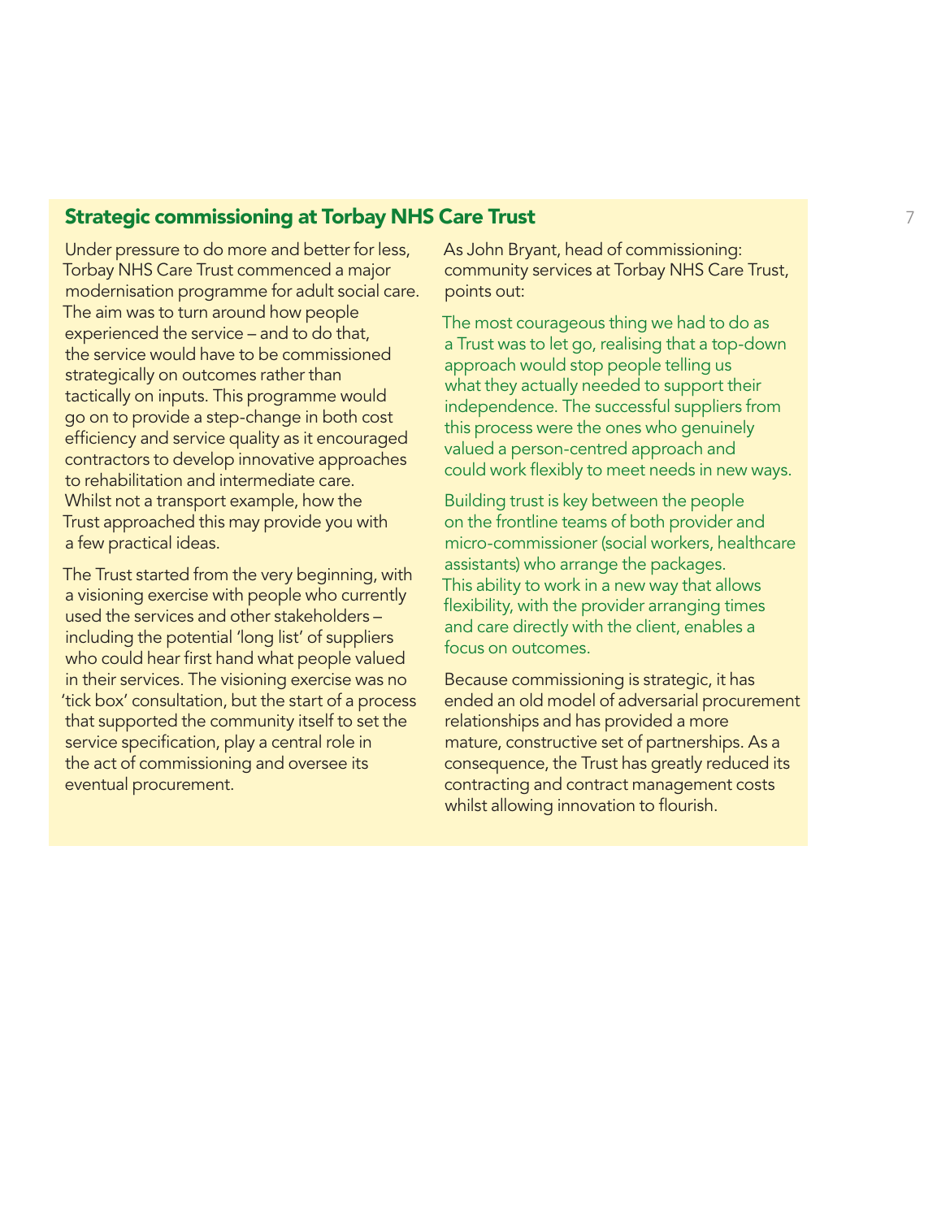## Strategic commissioning at Torbay NHS Care Trust

Under pressure to do more and better for less, Torbay NHS Care Trust commenced a major modernisation programme for adult social care. The aim was to turn around how people experienced the service – and to do that, the service would have to be commissioned strategically on outcomes rather than tactically on inputs. This programme would go on to provide a step-change in both cost efficiency and service quality as it encouraged contractors to develop innovative approaches to rehabilitation and intermediate care. Whilst not a transport example, how the Trust approached this may provide you with a few practical ideas.

The Trust started from the very beginning, with a visioning exercise with people who currently used the services and other stakeholders – including the potential 'long list' of suppliers who could hear first hand what people valued in their services. The visioning exercise was no 'tick box' consultation, but the start of a process that supported the community itself to set the service specification, play a central role in the act of commissioning and oversee its eventual procurement.

As John Bryant, head of commissioning: community services at Torbay NHS Care Trust, points out:

> The most courageous thing we had to do as a Trust was to let go, realising that a top-down approach would stop people telling us what they actually needed to support their independence. The successful suppliers from this process were the ones who genuinely valued a person-centred approach and could work flexibly to meet needs in new ways.
>
> Building trust is key between the people on the frontline teams of both provider and micro-commissioner (social workers, healthcare assistants) who arrange the packages. This ability to work in a new way that allows flexibility, with the provider arranging times and care directly with the client, enables a focus on outcomes.

Because commissioning is strategic, it has ended an old model of adversarial procurement relationships and has provided a more mature, constructive set of partnerships. As a consequence, the Trust has greatly reduced its contracting and contract management costs whilst allowing innovation to flourish.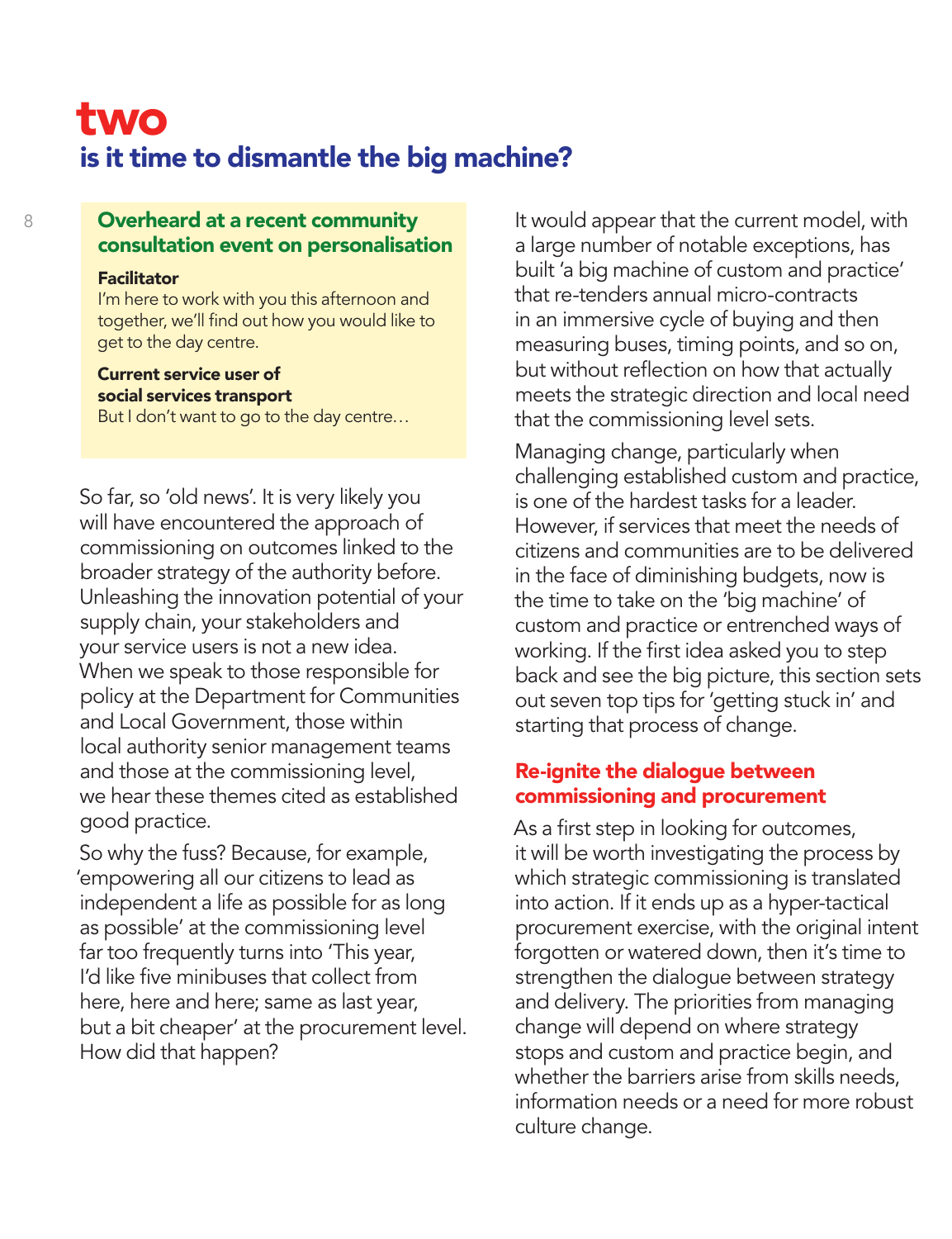# two

## is it time to dismantle the big machine?

> **Overheard at a recent community consultation event on personalisation**
>
> **Facilitator**
> I'm here to work with you this afternoon and together, we'll find out how you would like to get to the day centre.
>
> **Current service user of social services transport**
> But I don't want to go to the day centre…

So far, so 'old news'. It is very likely you will have encountered the approach of commissioning on outcomes linked to the broader strategy of the authority before. Unleashing the innovation potential of your supply chain, your stakeholders and your service users is not a new idea. When we speak to those responsible for policy at the Department for Communities and Local Government, those within local authority senior management teams and those at the commissioning level, we hear these themes cited as established good practice.

So why the fuss? Because, for example, 'empowering all our citizens to lead as independent a life as possible for as long as possible' at the commissioning level far too frequently turns into 'This year, I'd like five minibuses that collect from here, here and here; same as last year, but a bit cheaper' at the procurement level. How did that happen?

It would appear that the current model, with a large number of notable exceptions, has built 'a big machine of custom and practice' that re-tenders annual micro-contracts in an immersive cycle of buying and then measuring buses, timing points, and so on, but without reflection on how that actually meets the strategic direction and local need that the commissioning level sets.

Managing change, particularly when challenging established custom and practice, is one of the hardest tasks for a leader. However, if services that meet the needs of citizens and communities are to be delivered in the face of diminishing budgets, now is the time to take on the 'big machine' of custom and practice or entrenched ways of working. If the first idea asked you to step back and see the big picture, this section sets out seven top tips for 'getting stuck in' and starting that process of change.

### Re-ignite the dialogue between commissioning and procurement

As a first step in looking for outcomes, it will be worth investigating the process by which strategic commissioning is translated into action. If it ends up as a hyper-tactical procurement exercise, with the original intent forgotten or watered down, then it's time to strengthen the dialogue between strategy and delivery. The priorities from managing change will depend on where strategy stops and custom and practice begin, and whether the barriers arise from skills needs, information needs or a need for more robust culture change.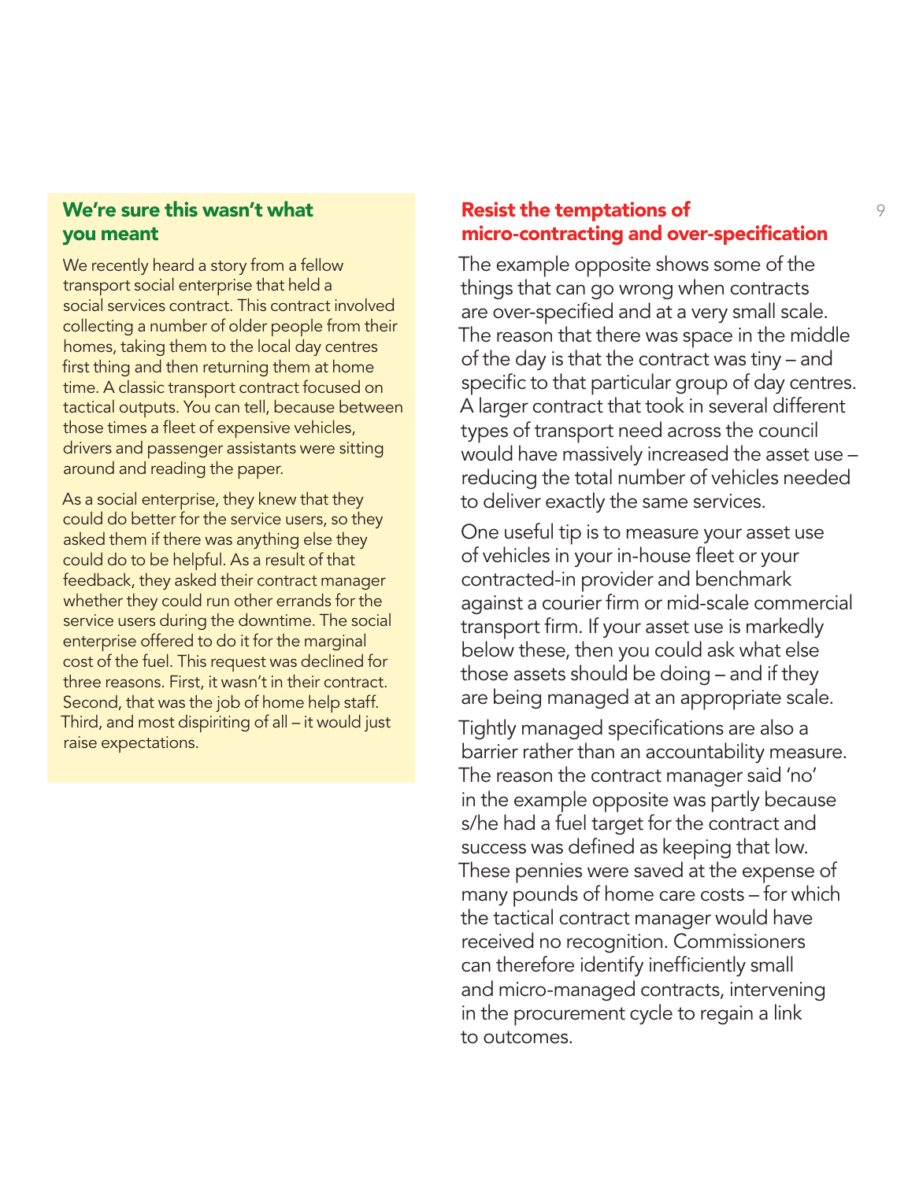## We're sure this wasn't what you meant

We recently heard a story from a fellow transport social enterprise that held a social services contract. This contract involved collecting a number of older people from their homes, taking them to the local day centres first thing and then returning them at home time. A classic transport contract focused on tactical outputs. You can tell, because between those times a fleet of expensive vehicles, drivers and passenger assistants were sitting around and reading the paper.

As a social enterprise, they knew that they could do better for the service users, so they asked them if there was anything else they could do to be helpful. As a result of that feedback, they asked their contract manager whether they could run other errands for the service users during the downtime. The social enterprise offered to do it for the marginal cost of the fuel. This request was declined for three reasons. First, it wasn't in their contract. Second, that was the job of home help staff. Third, and most dispiriting of all – it would just raise expectations.

## Resist the temptations of micro-contracting and over-specification

The example opposite shows some of the things that can go wrong when contracts are over-specified and at a very small scale. The reason that there was space in the middle of the day is that the contract was tiny – and specific to that particular group of day centres. A larger contract that took in several different types of transport need across the council would have massively increased the asset use – reducing the total number of vehicles needed to deliver exactly the same services.

One useful tip is to measure your asset use of vehicles in your in-house fleet or your contracted-in provider and benchmark against a courier firm or mid-scale commercial transport firm. If your asset use is markedly below these, then you could ask what else those assets should be doing – and if they are being managed at an appropriate scale.

Tightly managed specifications are also a barrier rather than an accountability measure. The reason the contract manager said 'no' in the example opposite was partly because s/he had a fuel target for the contract and success was defined as keeping that low. These pennies were saved at the expense of many pounds of home care costs – for which the tactical contract manager would have received no recognition. Commissioners can therefore identify inefficiently small and micro-managed contracts, intervening in the procurement cycle to regain a link to outcomes.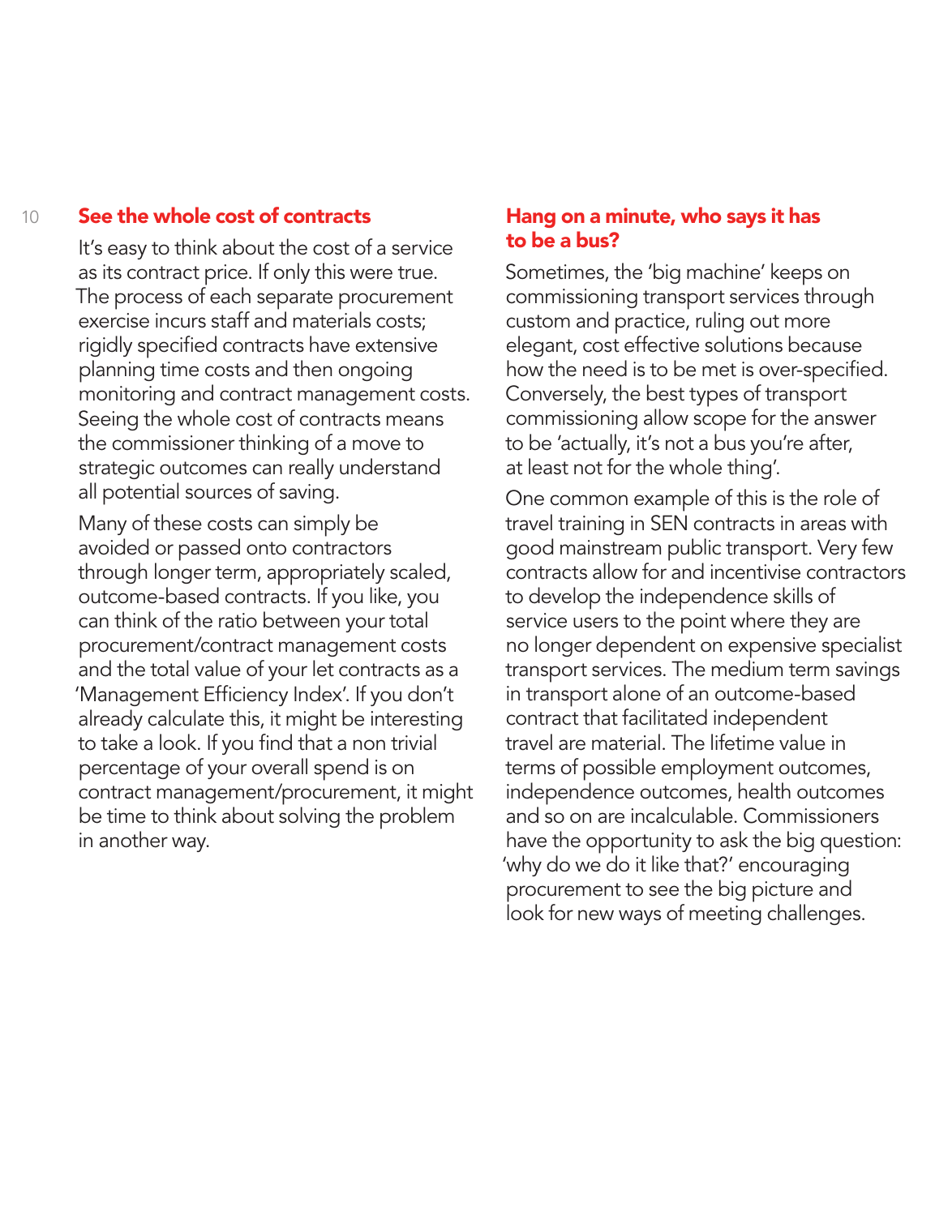## See the whole cost of contracts

It's easy to think about the cost of a service as its contract price. If only this were true. The process of each separate procurement exercise incurs staff and materials costs; rigidly specified contracts have extensive planning time costs and then ongoing monitoring and contract management costs. Seeing the whole cost of contracts means the commissioner thinking of a move to strategic outcomes can really understand all potential sources of saving.

Many of these costs can simply be avoided or passed onto contractors through longer term, appropriately scaled, outcome-based contracts. If you like, you can think of the ratio between your total procurement/contract management costs and the total value of your let contracts as a 'Management Efficiency Index'. If you don't already calculate this, it might be interesting to take a look. If you find that a non trivial percentage of your overall spend is on contract management/procurement, it might be time to think about solving the problem in another way.

## Hang on a minute, who says it has to be a bus?

Sometimes, the 'big machine' keeps on commissioning transport services through custom and practice, ruling out more elegant, cost effective solutions because how the need is to be met is over-specified. Conversely, the best types of transport commissioning allow scope for the answer to be 'actually, it's not a bus you're after, at least not for the whole thing'.

One common example of this is the role of travel training in SEN contracts in areas with good mainstream public transport. Very few contracts allow for and incentivise contractors to develop the independence skills of service users to the point where they are no longer dependent on expensive specialist transport services. The medium term savings in transport alone of an outcome-based contract that facilitated independent travel are material. The lifetime value in terms of possible employment outcomes, independence outcomes, health outcomes and so on are incalculable. Commissioners have the opportunity to ask the big question: 'why do we do it like that?' encouraging procurement to see the big picture and look for new ways of meeting challenges.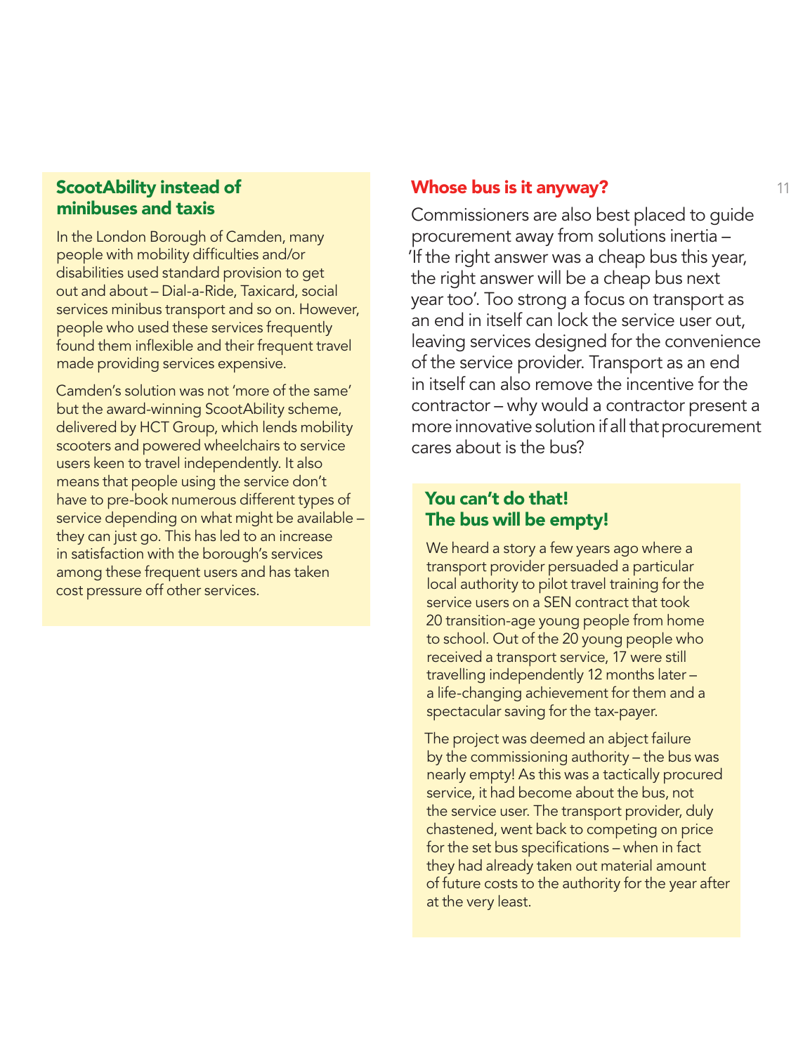### ScootAbility instead of minibuses and taxis

In the London Borough of Camden, many people with mobility difficulties and/or disabilities used standard provision to get out and about – Dial-a-Ride, Taxicard, social services minibus transport and so on. However, people who used these services frequently found them inflexible and their frequent travel made providing services expensive.

Camden's solution was not 'more of the same' but the award-winning ScootAbility scheme, delivered by HCT Group, which lends mobility scooters and powered wheelchairs to service users keen to travel independently. It also means that people using the service don't have to pre-book numerous different types of service depending on what might be available – they can just go. This has led to an increase in satisfaction with the borough's services among these frequent users and has taken cost pressure off other services.

## Whose bus is it anyway?

Commissioners are also best placed to guide procurement away from solutions inertia – 'If the right answer was a cheap bus this year, the right answer will be a cheap bus next year too'. Too strong a focus on transport as an end in itself can lock the service user out, leaving services designed for the convenience of the service provider. Transport as an end in itself can also remove the incentive for the contractor – why would a contractor present a more innovative solution if all that procurement cares about is the bus?

### You can't do that! The bus will be empty!

We heard a story a few years ago where a transport provider persuaded a particular local authority to pilot travel training for the service users on a SEN contract that took 20 transition-age young people from home to school. Out of the 20 young people who received a transport service, 17 were still travelling independently 12 months later – a life-changing achievement for them and a spectacular saving for the tax-payer.

The project was deemed an abject failure by the commissioning authority – the bus was nearly empty! As this was a tactically procured service, it had become about the bus, not the service user. The transport provider, duly chastened, went back to competing on price for the set bus specifications – when in fact they had already taken out material amount of future costs to the authority for the year after at the very least.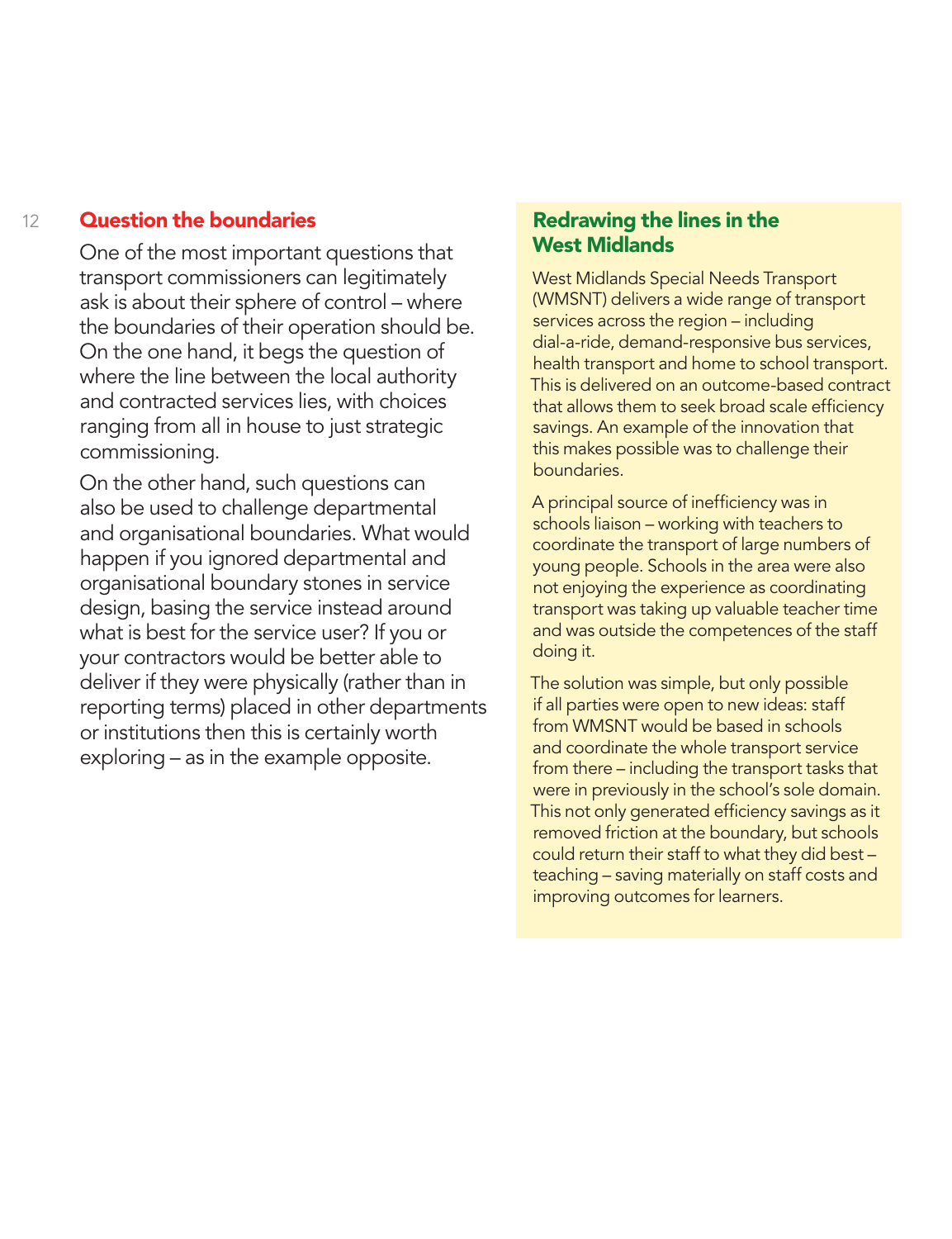## Question the boundaries

One of the most important questions that transport commissioners can legitimately ask is about their sphere of control – where the boundaries of their operation should be. On the one hand, it begs the question of where the line between the local authority and contracted services lies, with choices ranging from all in house to just strategic commissioning.

On the other hand, such questions can also be used to challenge departmental and organisational boundaries. What would happen if you ignored departmental and organisational boundary stones in service design, basing the service instead around what is best for the service user? If you or your contractors would be better able to deliver if they were physically (rather than in reporting terms) placed in other departments or institutions then this is certainly worth exploring – as in the example opposite.

### Redrawing the lines in the West Midlands

West Midlands Special Needs Transport (WMSNT) delivers a wide range of transport services across the region – including dial-a-ride, demand-responsive bus services, health transport and home to school transport. This is delivered on an outcome-based contract that allows them to seek broad scale efficiency savings. An example of the innovation that this makes possible was to challenge their boundaries.

A principal source of inefficiency was in schools liaison – working with teachers to coordinate the transport of large numbers of young people. Schools in the area were also not enjoying the experience as coordinating transport was taking up valuable teacher time and was outside the competences of the staff doing it.

The solution was simple, but only possible if all parties were open to new ideas: staff from WMSNT would be based in schools and coordinate the whole transport service from there – including the transport tasks that were in previously in the school's sole domain. This not only generated efficiency savings as it removed friction at the boundary, but schools could return their staff to what they did best – teaching – saving materially on staff costs and improving outcomes for learners.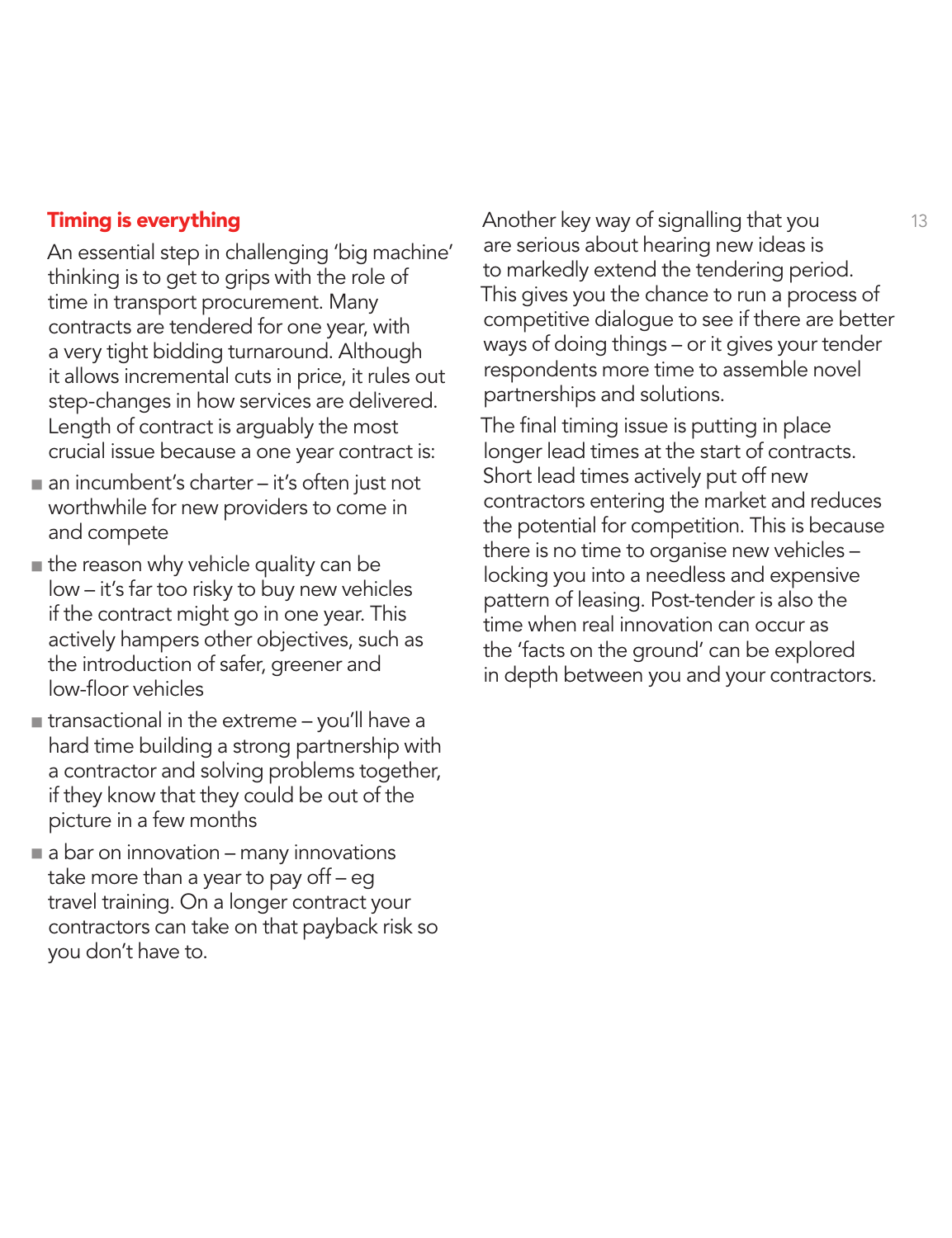## Timing is everything

An essential step in challenging 'big machine' thinking is to get to grips with the role of time in transport procurement. Many contracts are tendered for one year, with a very tight bidding turnaround. Although it allows incremental cuts in price, it rules out step-changes in how services are delivered. Length of contract is arguably the most crucial issue because a one year contract is:

- an incumbent's charter – it's often just not worthwhile for new providers to come in and compete
- the reason why vehicle quality can be low – it's far too risky to buy new vehicles if the contract might go in one year. This actively hampers other objectives, such as the introduction of safer, greener and low-floor vehicles
- transactional in the extreme – you'll have a hard time building a strong partnership with a contractor and solving problems together, if they know that they could be out of the picture in a few months
- a bar on innovation – many innovations take more than a year to pay off – eg travel training. On a longer contract your contractors can take on that payback risk so you don't have to.

Another key way of signalling that you are serious about hearing new ideas is to markedly extend the tendering period. This gives you the chance to run a process of competitive dialogue to see if there are better ways of doing things – or it gives your tender respondents more time to assemble novel partnerships and solutions.

The final timing issue is putting in place longer lead times at the start of contracts. Short lead times actively put off new contractors entering the market and reduces the potential for competition. This is because there is no time to organise new vehicles – locking you into a needless and expensive pattern of leasing. Post-tender is also the time when real innovation can occur as the 'facts on the ground' can be explored in depth between you and your contractors.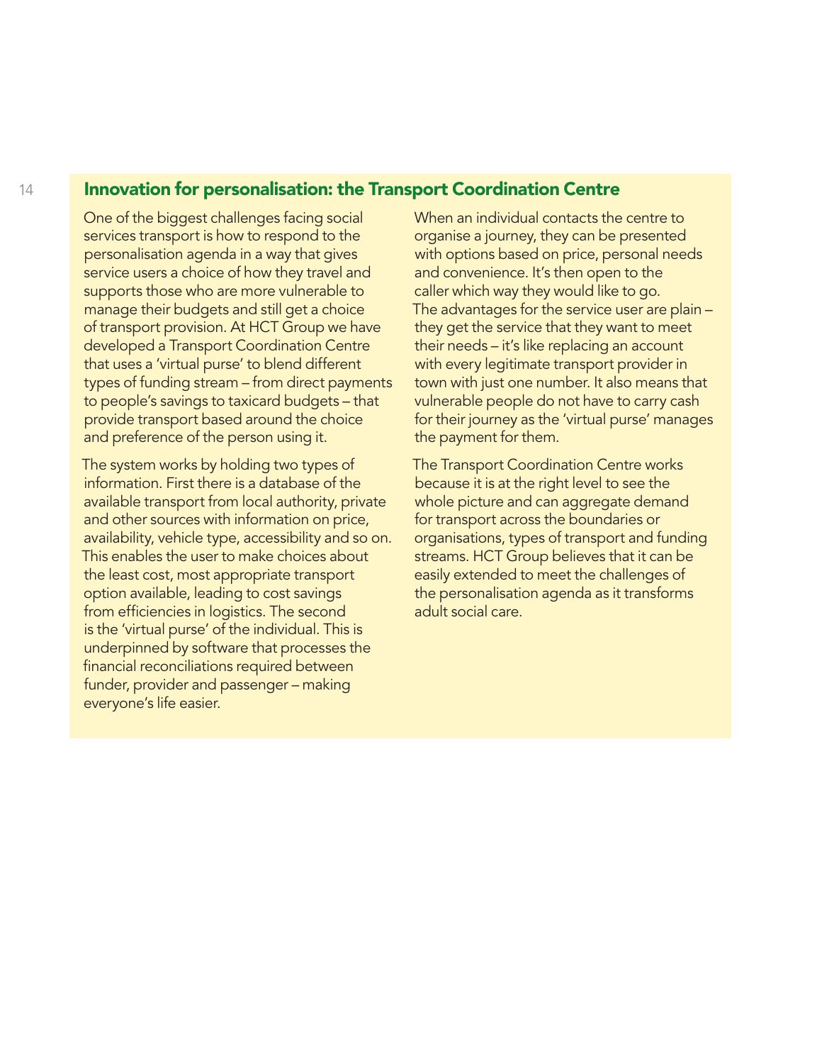## Innovation for personalisation: the Transport Coordination Centre

One of the biggest challenges facing social services transport is how to respond to the personalisation agenda in a way that gives service users a choice of how they travel and supports those who are more vulnerable to manage their budgets and still get a choice of transport provision. At HCT Group we have developed a Transport Coordination Centre that uses a 'virtual purse' to blend different types of funding stream – from direct payments to people's savings to taxicard budgets – that provide transport based around the choice and preference of the person using it.

The system works by holding two types of information. First there is a database of the available transport from local authority, private and other sources with information on price, availability, vehicle type, accessibility and so on. This enables the user to make choices about the least cost, most appropriate transport option available, leading to cost savings from efficiencies in logistics. The second is the 'virtual purse' of the individual. This is underpinned by software that processes the financial reconciliations required between funder, provider and passenger – making everyone's life easier.

When an individual contacts the centre to organise a journey, they can be presented with options based on price, personal needs and convenience. It's then open to the caller which way they would like to go. The advantages for the service user are plain – they get the service that they want to meet their needs – it's like replacing an account with every legitimate transport provider in town with just one number. It also means that vulnerable people do not have to carry cash for their journey as the 'virtual purse' manages the payment for them.

The Transport Coordination Centre works because it is at the right level to see the whole picture and can aggregate demand for transport across the boundaries or organisations, types of transport and funding streams. HCT Group believes that it can be easily extended to meet the challenges of the personalisation agenda as it transforms adult social care.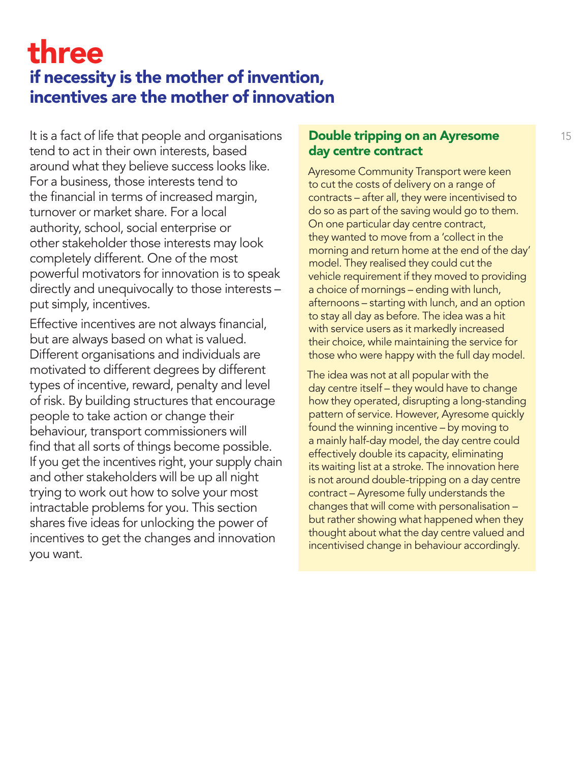# three

## if necessity is the mother of invention, incentives are the mother of innovation

It is a fact of life that people and organisations tend to act in their own interests, based around what they believe success looks like. For a business, those interests tend to the financial in terms of increased margin, turnover or market share. For a local authority, school, social enterprise or other stakeholder those interests may look completely different. One of the most powerful motivators for innovation is to speak directly and unequivocally to those interests – put simply, incentives.

Effective incentives are not always financial, but are always based on what is valued. Different organisations and individuals are motivated to different degrees by different types of incentive, reward, penalty and level of risk. By building structures that encourage people to take action or change their behaviour, transport commissioners will find that all sorts of things become possible. If you get the incentives right, your supply chain and other stakeholders will be up all night trying to work out how to solve your most intractable problems for you. This section shares five ideas for unlocking the power of incentives to get the changes and innovation you want.

### Double tripping on an Ayresome day centre contract

Ayresome Community Transport were keen to cut the costs of delivery on a range of contracts – after all, they were incentivised to do so as part of the saving would go to them. On one particular day centre contract, they wanted to move from a 'collect in the morning and return home at the end of the day' model. They realised they could cut the vehicle requirement if they moved to providing a choice of mornings – ending with lunch, afternoons – starting with lunch, and an option to stay all day as before. The idea was a hit with service users as it markedly increased their choice, while maintaining the service for those who were happy with the full day model.

The idea was not at all popular with the day centre itself – they would have to change how they operated, disrupting a long-standing pattern of service. However, Ayresome quickly found the winning incentive – by moving to a mainly half-day model, the day centre could effectively double its capacity, eliminating its waiting list at a stroke. The innovation here is not around double-tripping on a day centre contract – Ayresome fully understands the changes that will come with personalisation – but rather showing what happened when they thought about what the day centre valued and incentivised change in behaviour accordingly.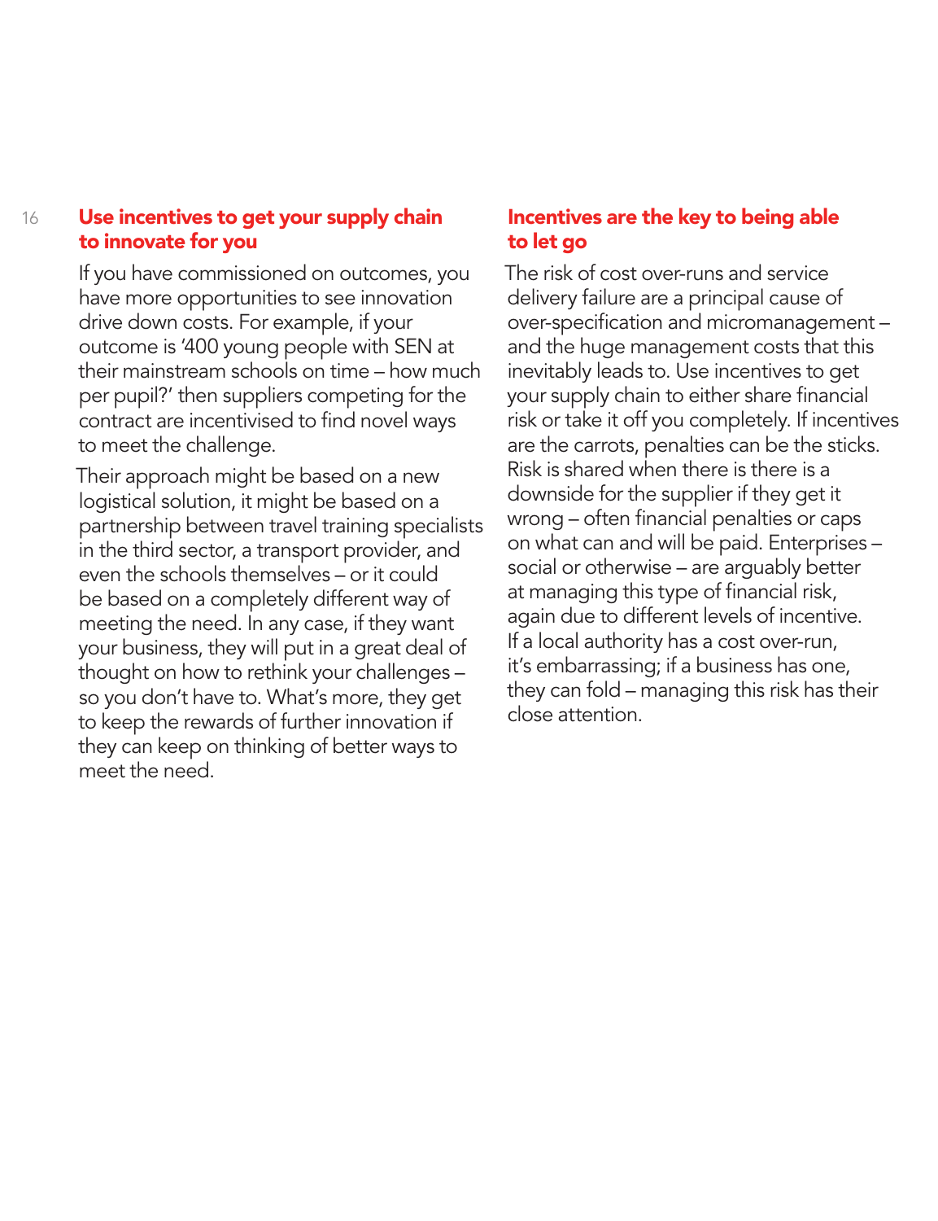## Use incentives to get your supply chain to innovate for you

If you have commissioned on outcomes, you have more opportunities to see innovation drive down costs. For example, if your outcome is '400 young people with SEN at their mainstream schools on time – how much per pupil?' then suppliers competing for the contract are incentivised to find novel ways to meet the challenge.

Their approach might be based on a new logistical solution, it might be based on a partnership between travel training specialists in the third sector, a transport provider, and even the schools themselves – or it could be based on a completely different way of meeting the need. In any case, if they want your business, they will put in a great deal of thought on how to rethink your challenges – so you don't have to. What's more, they get to keep the rewards of further innovation if they can keep on thinking of better ways to meet the need.

## Incentives are the key to being able to let go

The risk of cost over-runs and service delivery failure are a principal cause of over-specification and micromanagement – and the huge management costs that this inevitably leads to. Use incentives to get your supply chain to either share financial risk or take it off you completely. If incentives are the carrots, penalties can be the sticks. Risk is shared when there is there is a downside for the supplier if they get it wrong – often financial penalties or caps on what can and will be paid. Enterprises – social or otherwise – are arguably better at managing this type of financial risk, again due to different levels of incentive. If a local authority has a cost over-run, it's embarrassing; if a business has one, they can fold – managing this risk has their close attention.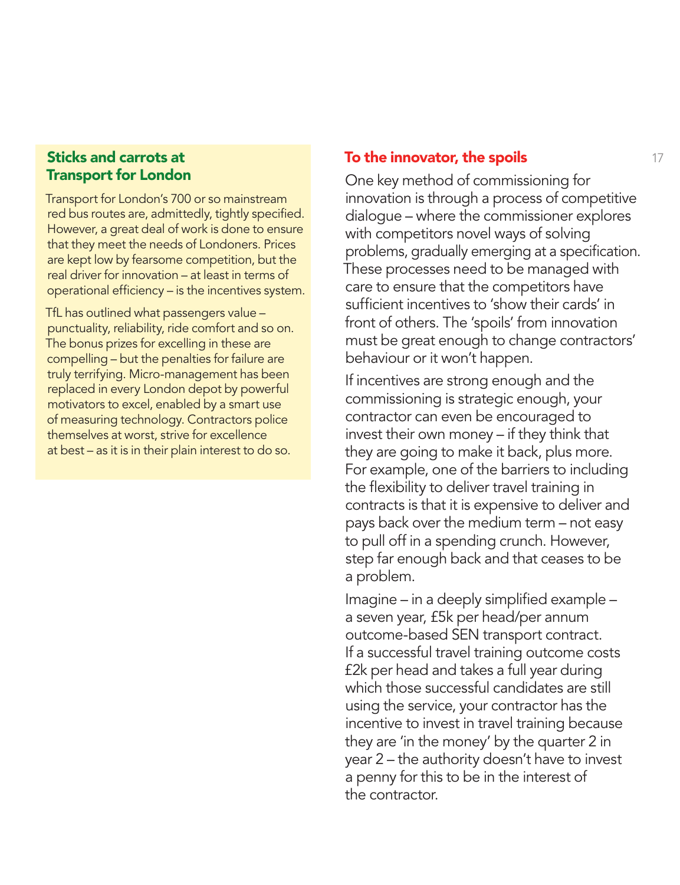## Sticks and carrots at Transport for London

Transport for London's 700 or so mainstream red bus routes are, admittedly, tightly specified. However, a great deal of work is done to ensure that they meet the needs of Londoners. Prices are kept low by fearsome competition, but the real driver for innovation – at least in terms of operational efficiency – is the incentives system.

TfL has outlined what passengers value – punctuality, reliability, ride comfort and so on. The bonus prizes for excelling in these are compelling – but the penalties for failure are truly terrifying. Micro-management has been replaced in every London depot by powerful motivators to excel, enabled by a smart use of measuring technology. Contractors police themselves at worst, strive for excellence at best – as it is in their plain interest to do so.

## To the innovator, the spoils

One key method of commissioning for innovation is through a process of competitive dialogue – where the commissioner explores with competitors novel ways of solving problems, gradually emerging at a specification. These processes need to be managed with care to ensure that the competitors have sufficient incentives to 'show their cards' in front of others. The 'spoils' from innovation must be great enough to change contractors' behaviour or it won't happen.

If incentives are strong enough and the commissioning is strategic enough, your contractor can even be encouraged to invest their own money – if they think that they are going to make it back, plus more. For example, one of the barriers to including the flexibility to deliver travel training in contracts is that it is expensive to deliver and pays back over the medium term – not easy to pull off in a spending crunch. However, step far enough back and that ceases to be a problem.

Imagine – in a deeply simplified example – a seven year, £5k per head/per annum outcome-based SEN transport contract. If a successful travel training outcome costs £2k per head and takes a full year during which those successful candidates are still using the service, your contractor has the incentive to invest in travel training because they are 'in the money' by the quarter 2 in year 2 – the authority doesn't have to invest a penny for this to be in the interest of the contractor.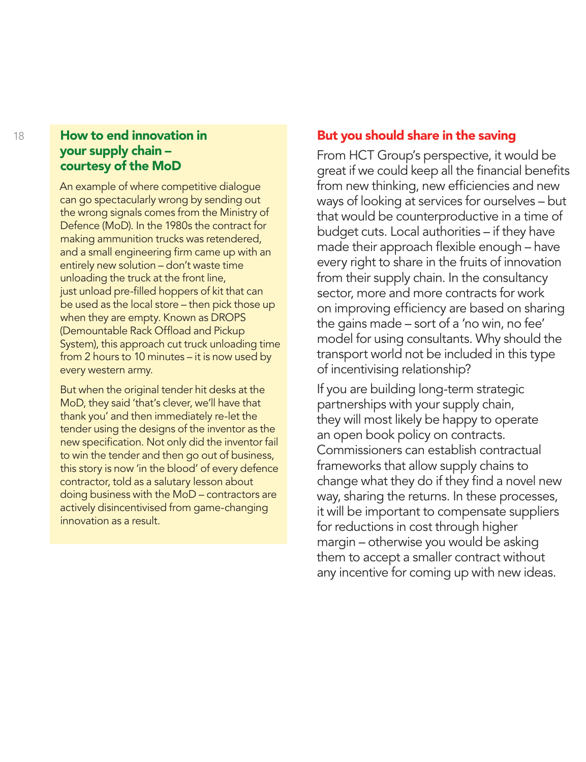### How to end innovation in your supply chain – courtesy of the MoD

An example of where competitive dialogue can go spectacularly wrong by sending out the wrong signals comes from the Ministry of Defence (MoD). In the 1980s the contract for making ammunition trucks was retendered, and a small engineering firm came up with an entirely new solution – don't waste time unloading the truck at the front line, just unload pre-filled hoppers of kit that can be used as the local store – then pick those up when they are empty. Known as DROPS (Demountable Rack Offload and Pickup System), this approach cut truck unloading time from 2 hours to 10 minutes – it is now used by every western army.

But when the original tender hit desks at the MoD, they said 'that's clever, we'll have that thank you' and then immediately re-let the tender using the designs of the inventor as the new specification. Not only did the inventor fail to win the tender and then go out of business, this story is now 'in the blood' of every defence contractor, told as a salutary lesson about doing business with the MoD – contractors are actively disincentivised from game-changing innovation as a result.

### But you should share in the saving

From HCT Group's perspective, it would be great if we could keep all the financial benefits from new thinking, new efficiencies and new ways of looking at services for ourselves – but that would be counterproductive in a time of budget cuts. Local authorities – if they have made their approach flexible enough – have every right to share in the fruits of innovation from their supply chain. In the consultancy sector, more and more contracts for work on improving efficiency are based on sharing the gains made – sort of a 'no win, no fee' model for using consultants. Why should the transport world not be included in this type of incentivising relationship?

If you are building long-term strategic partnerships with your supply chain, they will most likely be happy to operate an open book policy on contracts. Commissioners can establish contractual frameworks that allow supply chains to change what they do if they find a novel new way, sharing the returns. In these processes, it will be important to compensate suppliers for reductions in cost through higher margin – otherwise you would be asking them to accept a smaller contract without any incentive for coming up with new ideas.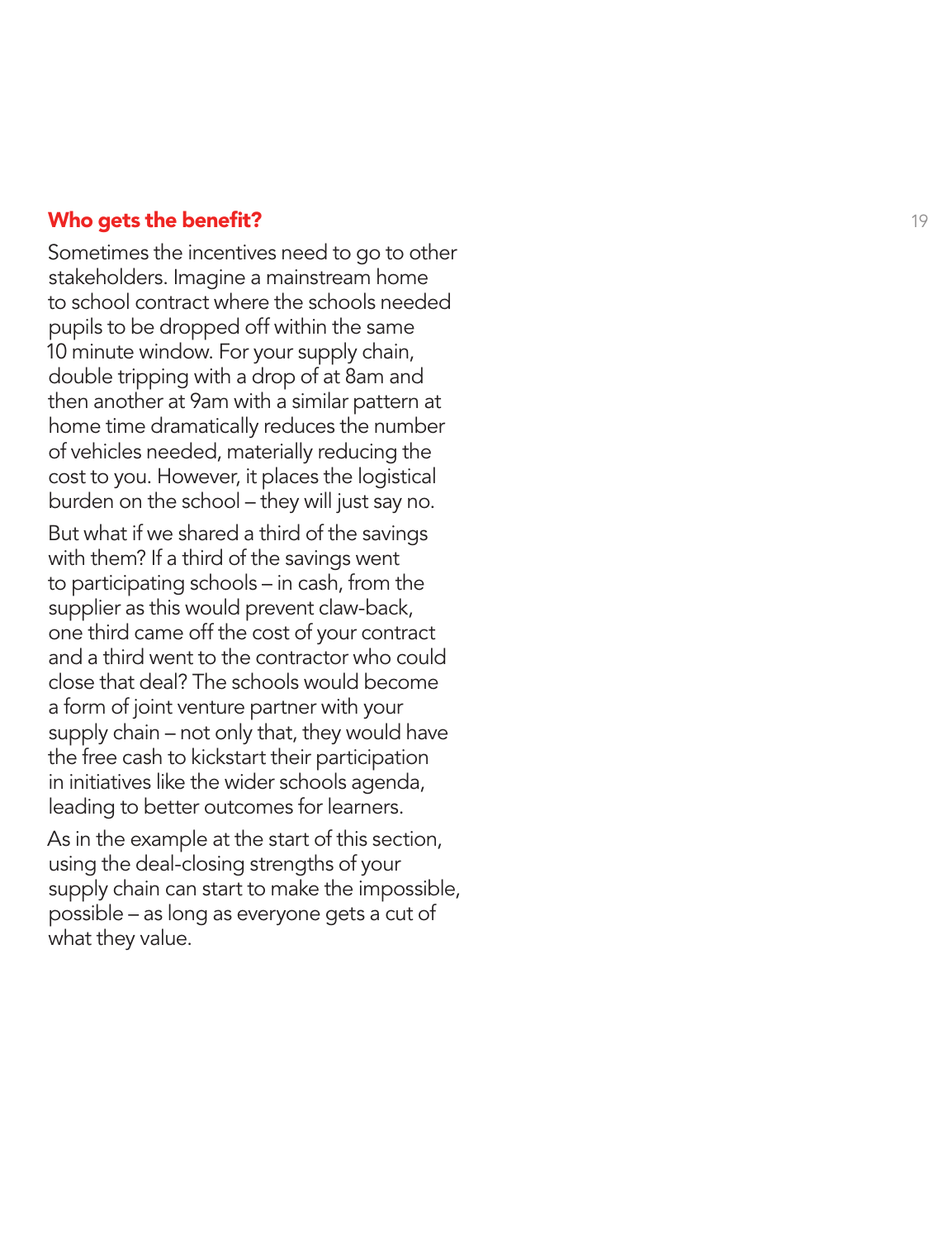## Who gets the benefit?

Sometimes the incentives need to go to other stakeholders. Imagine a mainstream home to school contract where the schools needed pupils to be dropped off within the same 10 minute window. For your supply chain, double tripping with a drop of at 8am and then another at 9am with a similar pattern at home time dramatically reduces the number of vehicles needed, materially reducing the cost to you. However, it places the logistical burden on the school – they will just say no.

But what if we shared a third of the savings with them? If a third of the savings went to participating schools – in cash, from the supplier as this would prevent claw-back, one third came off the cost of your contract and a third went to the contractor who could close that deal? The schools would become a form of joint venture partner with your supply chain – not only that, they would have the free cash to kickstart their participation in initiatives like the wider schools agenda, leading to better outcomes for learners.

As in the example at the start of this section, using the deal-closing strengths of your supply chain can start to make the impossible, possible – as long as everyone gets a cut of what they value.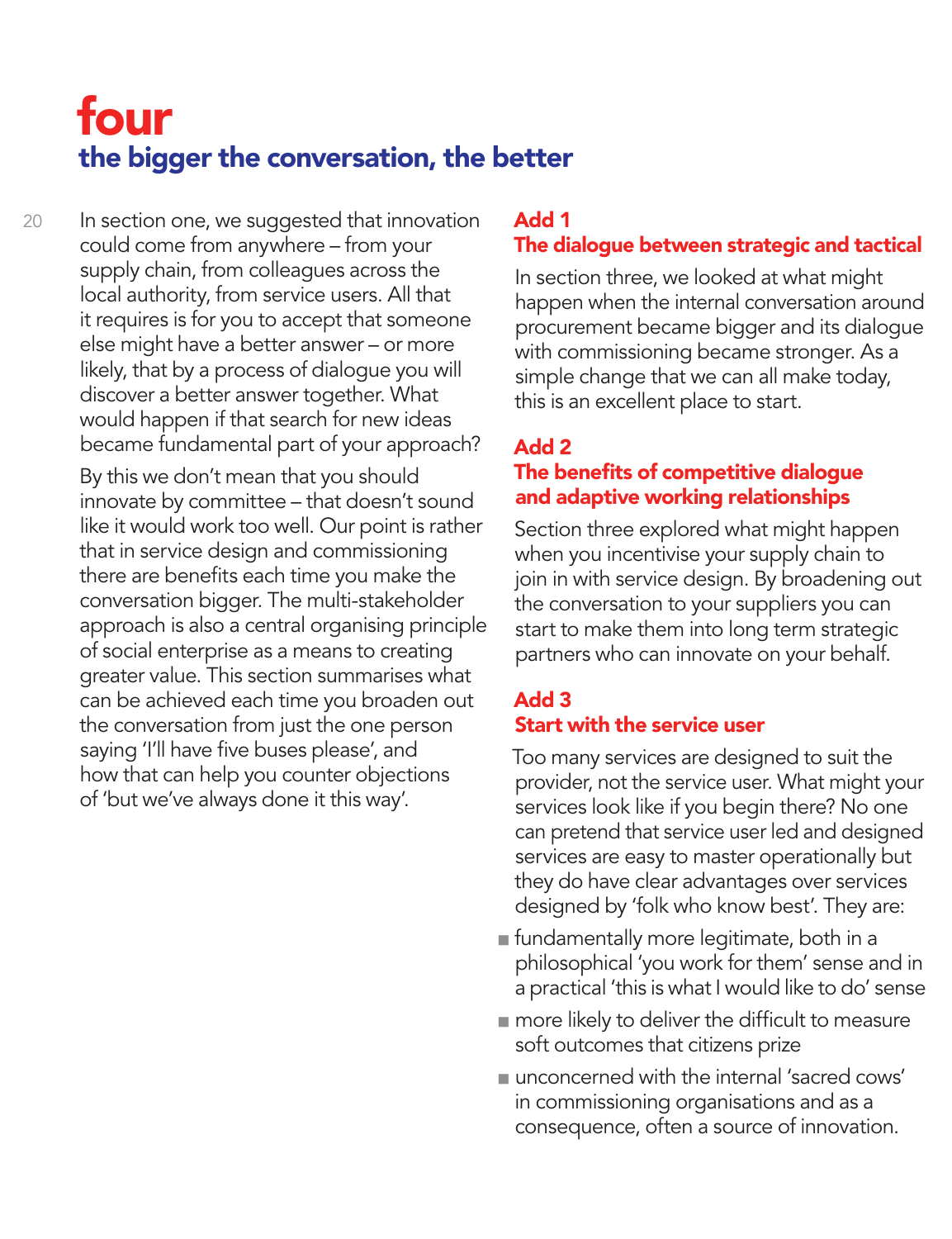# four
## the bigger the conversation, the better

In section one, we suggested that innovation could come from anywhere – from your supply chain, from colleagues across the local authority, from service users. All that it requires is for you to accept that someone else might have a better answer – or more likely, that by a process of dialogue you will discover a better answer together. What would happen if that search for new ideas became fundamental part of your approach?

By this we don't mean that you should innovate by committee – that doesn't sound like it would work too well. Our point is rather that in service design and commissioning there are benefits each time you make the conversation bigger. The multi-stakeholder approach is also a central organising principle of social enterprise as a means to creating greater value. This section summarises what can be achieved each time you broaden out the conversation from just the one person saying 'I'll have five buses please', and how that can help you counter objections of 'but we've always done it this way'.

### Add 1
### The dialogue between strategic and tactical

In section three, we looked at what might happen when the internal conversation around procurement became bigger and its dialogue with commissioning became stronger. As a simple change that we can all make today, this is an excellent place to start.

### Add 2
### The benefits of competitive dialogue and adaptive working relationships

Section three explored what might happen when you incentivise your supply chain to join in with service design. By broadening out the conversation to your suppliers you can start to make them into long term strategic partners who can innovate on your behalf.

### Add 3
### Start with the service user

Too many services are designed to suit the provider, not the service user. What might your services look like if you begin there? No one can pretend that service user led and designed services are easy to master operationally but they do have clear advantages over services designed by 'folk who know best'. They are:

- fundamentally more legitimate, both in a philosophical 'you work for them' sense and in a practical 'this is what I would like to do' sense
- more likely to deliver the difficult to measure soft outcomes that citizens prize
- unconcerned with the internal 'sacred cows' in commissioning organisations and as a consequence, often a source of innovation.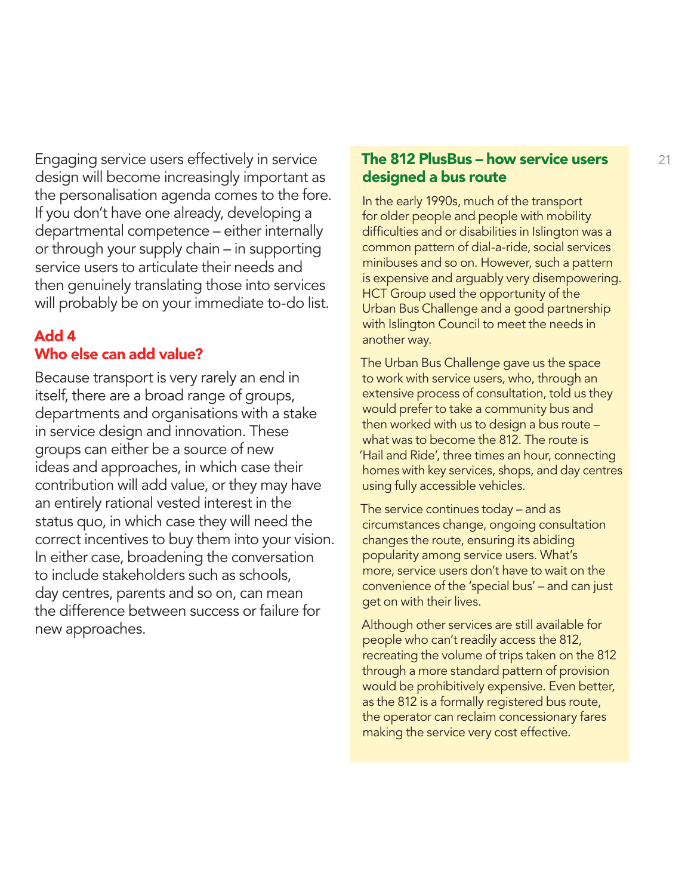Engaging service users effectively in service design will become increasingly important as the personalisation agenda comes to the fore. If you don't have one already, developing a departmental competence – either internally or through your supply chain – in supporting service users to articulate their needs and then genuinely translating those into services will probably be on your immediate to-do list.

## Add 4
## Who else can add value?

Because transport is very rarely an end in itself, there are a broad range of groups, departments and organisations with a stake in service design and innovation. These groups can either be a source of new ideas and approaches, in which case their contribution will add value, or they may have an entirely rational vested interest in the status quo, in which case they will need the correct incentives to buy them into your vision. In either case, broadening the conversation to include stakeholders such as schools, day centres, parents and so on, can mean the difference between success or failure for new approaches.

### The 812 PlusBus – how service users designed a bus route

In the early 1990s, much of the transport for older people and people with mobility difficulties and or disabilities in Islington was a common pattern of dial-a-ride, social services minibuses and so on. However, such a pattern is expensive and arguably very disempowering. HCT Group used the opportunity of the Urban Bus Challenge and a good partnership with Islington Council to meet the needs in another way.

The Urban Bus Challenge gave us the space to work with service users, who, through an extensive process of consultation, told us they would prefer to take a community bus and then worked with us to design a bus route – what was to become the 812. The route is 'Hail and Ride', three times an hour, connecting homes with key services, shops, and day centres using fully accessible vehicles.

The service continues today – and as circumstances change, ongoing consultation changes the route, ensuring its abiding popularity among service users. What's more, service users don't have to wait on the convenience of the 'special bus' – and can just get on with their lives.

Although other services are still available for people who can't readily access the 812, recreating the volume of trips taken on the 812 through a more standard pattern of provision would be prohibitively expensive. Even better, as the 812 is a formally registered bus route, the operator can reclaim concessionary fares making the service very cost effective.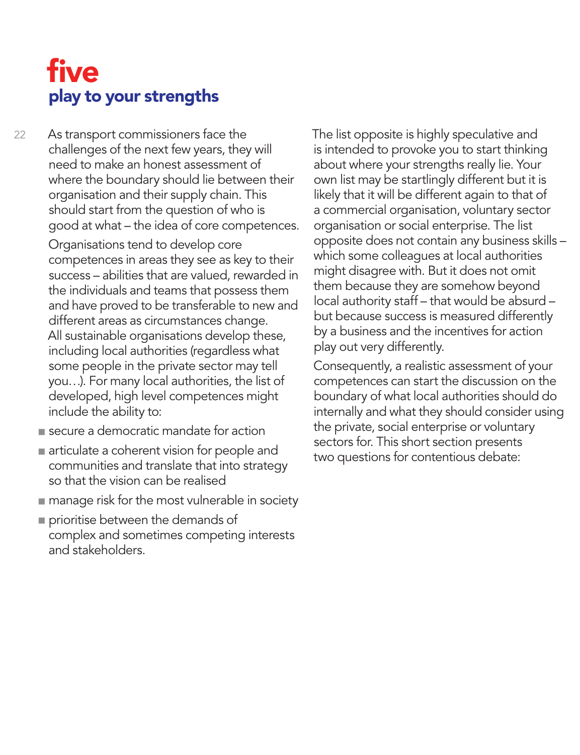# five
## play to your strengths

As transport commissioners face the challenges of the next few years, they will need to make an honest assessment of where the boundary should lie between their organisation and their supply chain. This should start from the question of who is good at what – the idea of core competences.

Organisations tend to develop core competences in areas they see as key to their success – abilities that are valued, rewarded in the individuals and teams that possess them and have proved to be transferable to new and different areas as circumstances change. All sustainable organisations develop these, including local authorities (regardless what some people in the private sector may tell you…). For many local authorities, the list of developed, high level competences might include the ability to:

- secure a democratic mandate for action
- articulate a coherent vision for people and communities and translate that into strategy so that the vision can be realised
- manage risk for the most vulnerable in society
- prioritise between the demands of complex and sometimes competing interests and stakeholders.

The list opposite is highly speculative and is intended to provoke you to start thinking about where your strengths really lie. Your own list may be startlingly different but it is likely that it will be different again to that of a commercial organisation, voluntary sector organisation or social enterprise. The list opposite does not contain any business skills – which some colleagues at local authorities might disagree with. But it does not omit them because they are somehow beyond local authority staff – that would be absurd – but because success is measured differently by a business and the incentives for action play out very differently.

Consequently, a realistic assessment of your competences can start the discussion on the boundary of what local authorities should do internally and what they should consider using the private, social enterprise or voluntary sectors for. This short section presents two questions for contentious debate: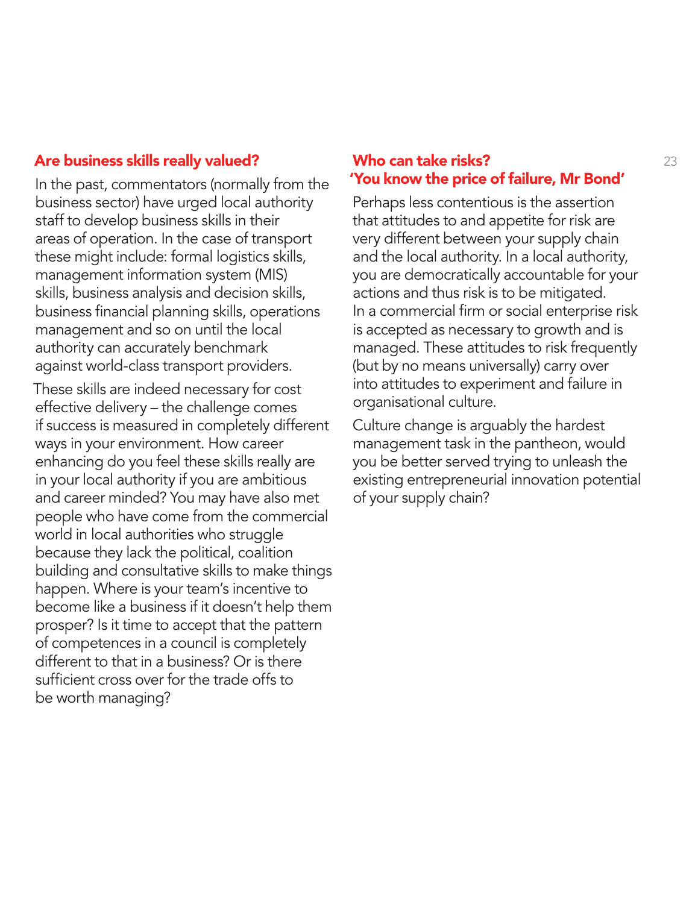## Are business skills really valued?

In the past, commentators (normally from the business sector) have urged local authority staff to develop business skills in their areas of operation. In the case of transport these might include: formal logistics skills, management information system (MIS) skills, business analysis and decision skills, business financial planning skills, operations management and so on until the local authority can accurately benchmark against world-class transport providers.

These skills are indeed necessary for cost effective delivery – the challenge comes if success is measured in completely different ways in your environment. How career enhancing do you feel these skills really are in your local authority if you are ambitious and career minded? You may have also met people who have come from the commercial world in local authorities who struggle because they lack the political, coalition building and consultative skills to make things happen. Where is your team's incentive to become like a business if it doesn't help them prosper? Is it time to accept that the pattern of competences in a council is completely different to that in a business? Or is there sufficient cross over for the trade offs to be worth managing?

## Who can take risks? 'You know the price of failure, Mr Bond'

Perhaps less contentious is the assertion that attitudes to and appetite for risk are very different between your supply chain and the local authority. In a local authority, you are democratically accountable for your actions and thus risk is to be mitigated. In a commercial firm or social enterprise risk is accepted as necessary to growth and is managed. These attitudes to risk frequently (but by no means universally) carry over into attitudes to experiment and failure in organisational culture.

Culture change is arguably the hardest management task in the pantheon, would you be better served trying to unleash the existing entrepreneurial innovation potential of your supply chain?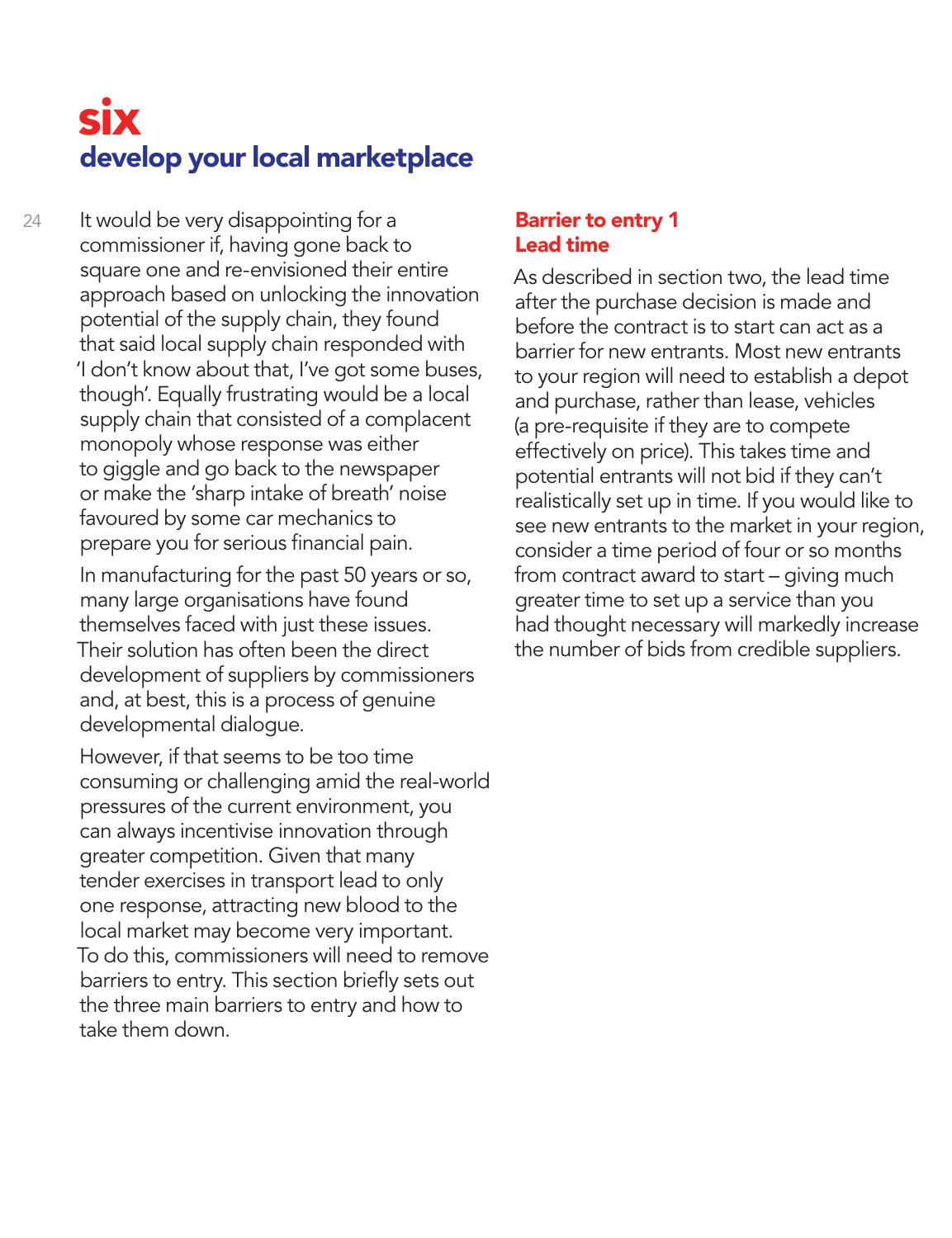# six

## develop your local marketplace

It would be very disappointing for a commissioner if, having gone back to square one and re-envisioned their entire approach based on unlocking the innovation potential of the supply chain, they found that said local supply chain responded with 'I don't know about that, I've got some buses, though'. Equally frustrating would be a local supply chain that consisted of a complacent monopoly whose response was either to giggle and go back to the newspaper or make the 'sharp intake of breath' noise favoured by some car mechanics to prepare you for serious financial pain.

In manufacturing for the past 50 years or so, many large organisations have found themselves faced with just these issues. Their solution has often been the direct development of suppliers by commissioners and, at best, this is a process of genuine developmental dialogue.

However, if that seems to be too time consuming or challenging amid the real-world pressures of the current environment, you can always incentivise innovation through greater competition. Given that many tender exercises in transport lead to only one response, attracting new blood to the local market may become very important. To do this, commissioners will need to remove barriers to entry. This section briefly sets out the three main barriers to entry and how to take them down.

### Barrier to entry 1
### Lead time

As described in section two, the lead time after the purchase decision is made and before the contract is to start can act as a barrier for new entrants. Most new entrants to your region will need to establish a depot and purchase, rather than lease, vehicles (a pre-requisite if they are to compete effectively on price). This takes time and potential entrants will not bid if they can't realistically set up in time. If you would like to see new entrants to the market in your region, consider a time period of four or so months from contract award to start – giving much greater time to set up a service than you had thought necessary will markedly increase the number of bids from credible suppliers.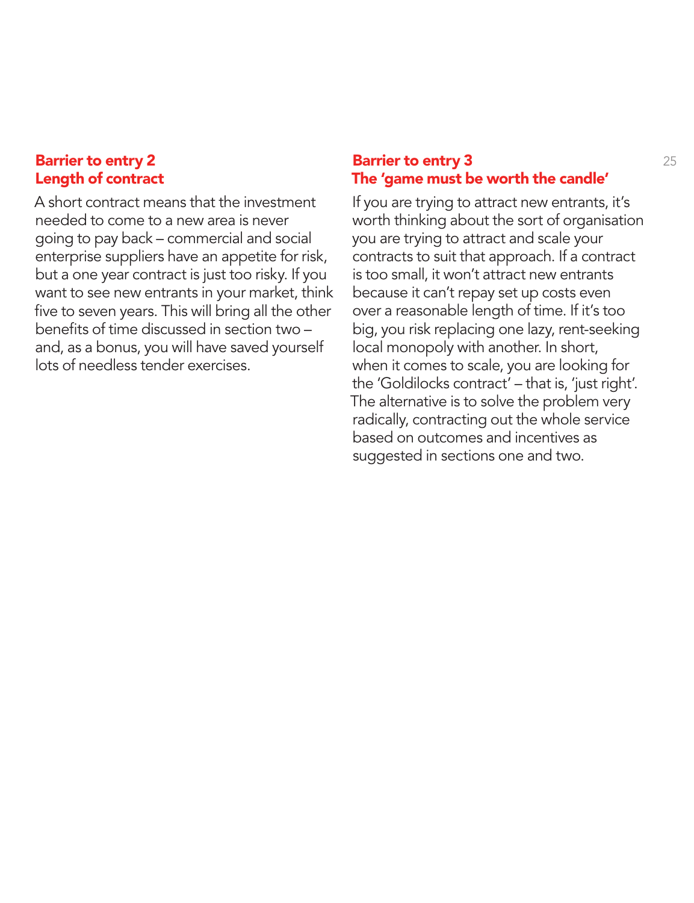## Barrier to entry 2
## Length of contract

A short contract means that the investment needed to come to a new area is never going to pay back – commercial and social enterprise suppliers have an appetite for risk, but a one year contract is just too risky. If you want to see new entrants in your market, think five to seven years. This will bring all the other benefits of time discussed in section two – and, as a bonus, you will have saved yourself lots of needless tender exercises.

## Barrier to entry 3
## The 'game must be worth the candle'

If you are trying to attract new entrants, it's worth thinking about the sort of organisation you are trying to attract and scale your contracts to suit that approach. If a contract is too small, it won't attract new entrants because it can't repay set up costs even over a reasonable length of time. If it's too big, you risk replacing one lazy, rent-seeking local monopoly with another. In short, when it comes to scale, you are looking for the 'Goldilocks contract' – that is, 'just right'. The alternative is to solve the problem very radically, contracting out the whole service based on outcomes and incentives as suggested in sections one and two.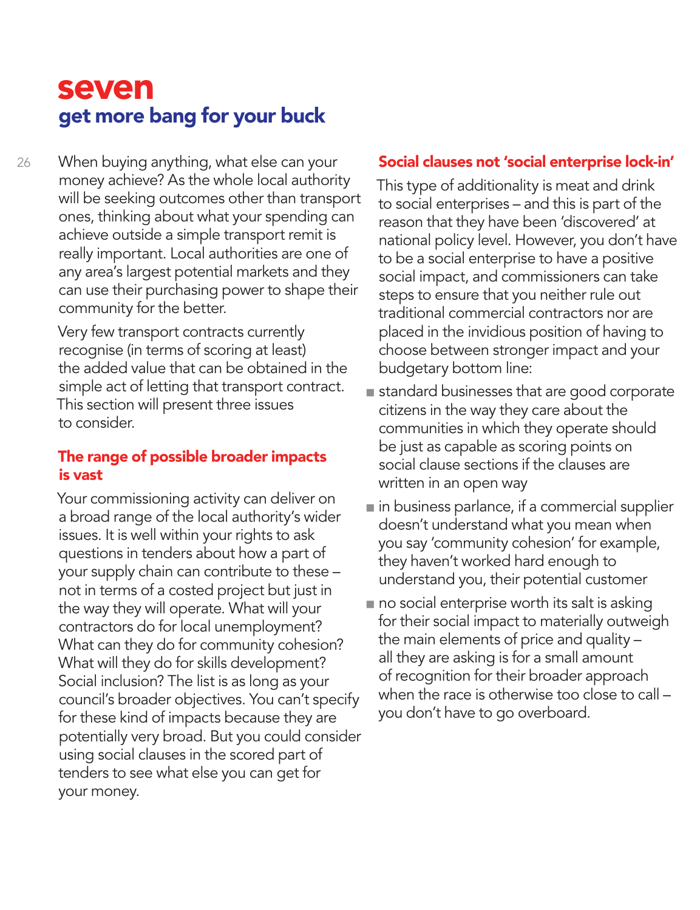# seven

## get more bang for your buck

When buying anything, what else can your money achieve? As the whole local authority will be seeking outcomes other than transport ones, thinking about what your spending can achieve outside a simple transport remit is really important. Local authorities are one of any area's largest potential markets and they can use their purchasing power to shape their community for the better.

Very few transport contracts currently recognise (in terms of scoring at least) the added value that can be obtained in the simple act of letting that transport contract. This section will present three issues to consider.

### The range of possible broader impacts is vast

Your commissioning activity can deliver on a broad range of the local authority's wider issues. It is well within your rights to ask questions in tenders about how a part of your supply chain can contribute to these – not in terms of a costed project but just in the way they will operate. What will your contractors do for local unemployment? What can they do for community cohesion? What will they do for skills development? Social inclusion? The list is as long as your council's broader objectives. You can't specify for these kind of impacts because they are potentially very broad. But you could consider using social clauses in the scored part of tenders to see what else you can get for your money.

### Social clauses not 'social enterprise lock-in'

This type of additionality is meat and drink to social enterprises – and this is part of the reason that they have been 'discovered' at national policy level. However, you don't have to be a social enterprise to have a positive social impact, and commissioners can take steps to ensure that you neither rule out traditional commercial contractors nor are placed in the invidious position of having to choose between stronger impact and your budgetary bottom line:

- standard businesses that are good corporate citizens in the way they care about the communities in which they operate should be just as capable as scoring points on social clause sections if the clauses are written in an open way
- in business parlance, if a commercial supplier doesn't understand what you mean when you say 'community cohesion' for example, they haven't worked hard enough to understand you, their potential customer
- no social enterprise worth its salt is asking for their social impact to materially outweigh the main elements of price and quality – all they are asking is for a small amount of recognition for their broader approach when the race is otherwise too close to call – you don't have to go overboard.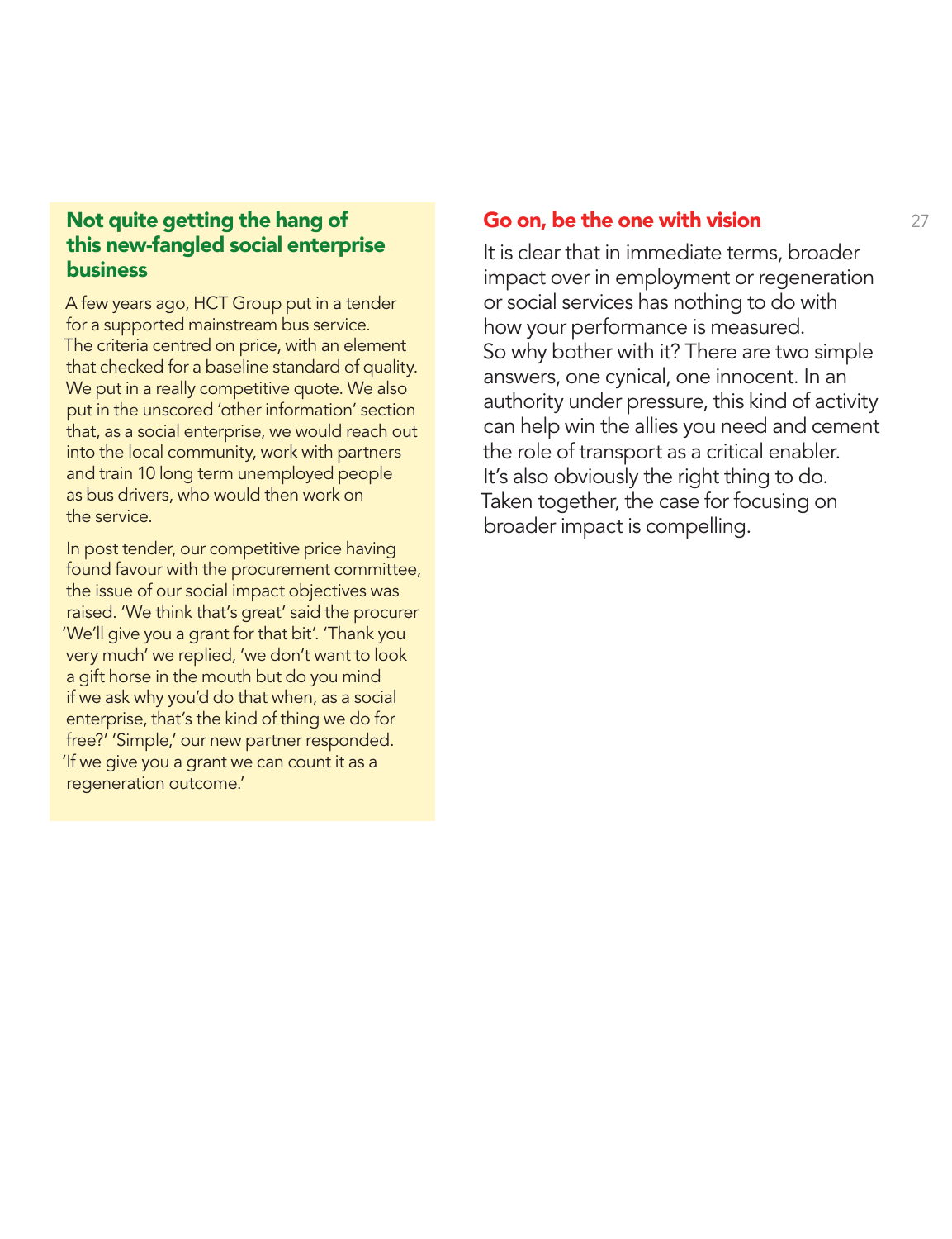### Not quite getting the hang of this new-fangled social enterprise business

A few years ago, HCT Group put in a tender for a supported mainstream bus service. The criteria centred on price, with an element that checked for a baseline standard of quality. We put in a really competitive quote. We also put in the unscored 'other information' section that, as a social enterprise, we would reach out into the local community, work with partners and train 10 long term unemployed people as bus drivers, who would then work on the service.

In post tender, our competitive price having found favour with the procurement committee, the issue of our social impact objectives was raised. 'We think that's great' said the procurer 'We'll give you a grant for that bit'. 'Thank you very much' we replied, 'we don't want to look a gift horse in the mouth but do you mind if we ask why you'd do that when, as a social enterprise, that's the kind of thing we do for free?' 'Simple,' our new partner responded. 'If we give you a grant we can count it as a regeneration outcome.'

## Go on, be the one with vision

It is clear that in immediate terms, broader impact over in employment or regeneration or social services has nothing to do with how your performance is measured. So why bother with it? There are two simple answers, one cynical, one innocent. In an authority under pressure, this kind of activity can help win the allies you need and cement the role of transport as a critical enabler. It's also obviously the right thing to do. Taken together, the case for focusing on broader impact is compelling.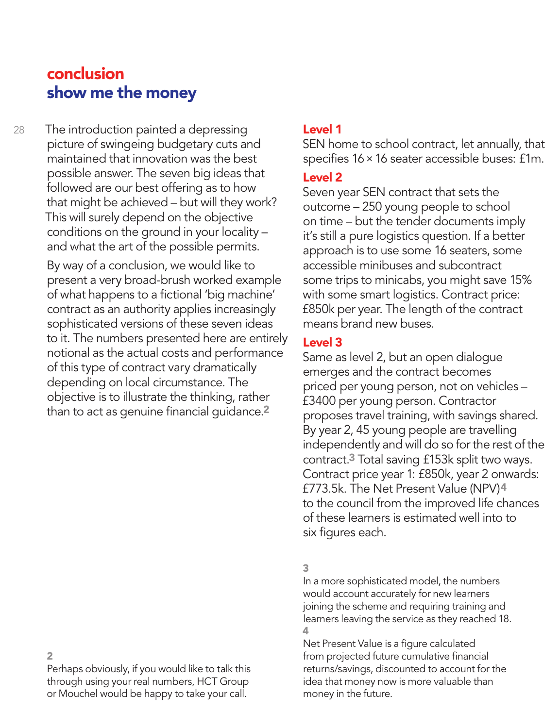# conclusion
## show me the money

The introduction painted a depressing picture of swingeing budgetary cuts and maintained that innovation was the best possible answer. The seven big ideas that followed are our best offering as to how that might be achieved – but will they work? This will surely depend on the objective conditions on the ground in your locality – and what the art of the possible permits.

By way of a conclusion, we would like to present a very broad-brush worked example of what happens to a fictional 'big machine' contract as an authority applies increasingly sophisticated versions of these seven ideas to it. The numbers presented here are entirely notional as the actual costs and performance of this type of contract vary dramatically depending on local circumstance. The objective is to illustrate the thinking, rather than to act as genuine financial guidance.[2]

### Level 1

SEN home to school contract, let annually, that specifies 16 × 16 seater accessible buses: £1m.

### Level 2

Seven year SEN contract that sets the outcome – 250 young people to school on time – but the tender documents imply it's still a pure logistics question. If a better approach is to use some 16 seaters, some accessible minibuses and subcontract some trips to minicabs, you might save 15% with some smart logistics. Contract price: £850k per year. The length of the contract means brand new buses.

### Level 3

Same as level 2, but an open dialogue emerges and the contract becomes priced per young person, not on vehicles – £3400 per young person. Contractor proposes travel training, with savings shared. By year 2, 45 young people are travelling independently and will do so for the rest of the contract.[3] Total saving £153k split two ways. Contract price year 1: £850k, year 2 onwards: £773.5k. The Net Present Value (NPV)[4] to the council from the improved life chances of these learners is estimated well into to six figures each.

---

[2] Perhaps obviously, if you would like to talk this through using your real numbers, HCT Group or Mouchel would be happy to take your call.

[3] In a more sophisticated model, the numbers would account accurately for new learners joining the scheme and requiring training and learners leaving the service as they reached 18.

[4] Net Present Value is a figure calculated from projected future cumulative financial returns/savings, discounted to account for the idea that money now is more valuable than money in the future.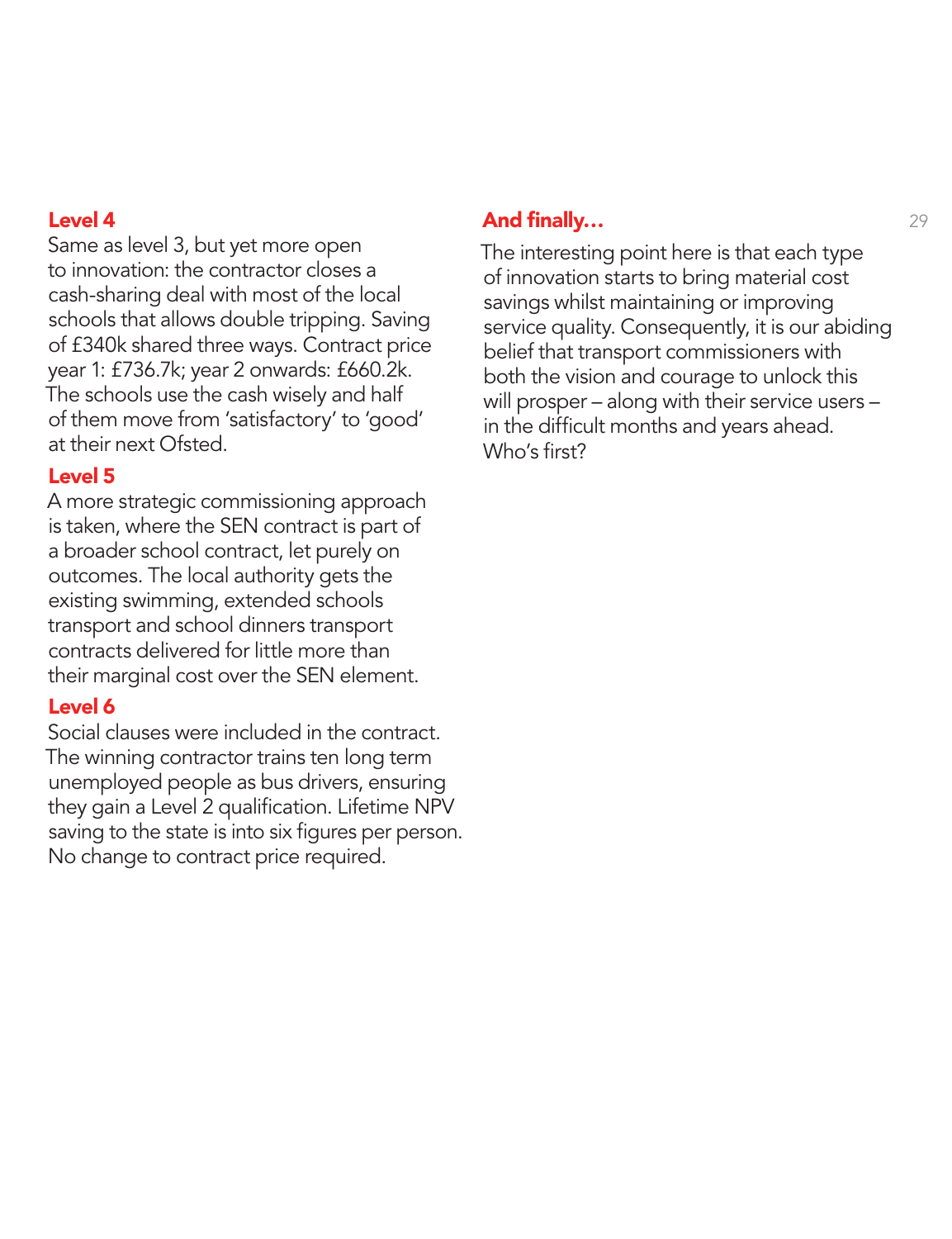### Level 4

Same as level 3, but yet more open to innovation: the contractor closes a cash-sharing deal with most of the local schools that allows double tripping. Saving of £340k shared three ways. Contract price year 1: £736.7k; year 2 onwards: £660.2k. The schools use the cash wisely and half of them move from 'satisfactory' to 'good' at their next Ofsted.

### Level 5

A more strategic commissioning approach is taken, where the SEN contract is part of a broader school contract, let purely on outcomes. The local authority gets the existing swimming, extended schools transport and school dinners transport contracts delivered for little more than their marginal cost over the SEN element.

### Level 6

Social clauses were included in the contract. The winning contractor trains ten long term unemployed people as bus drivers, ensuring they gain a Level 2 qualification. Lifetime NPV saving to the state is into six figures per person. No change to contract price required.

### And finally…

The interesting point here is that each type of innovation starts to bring material cost savings whilst maintaining or improving service quality. Consequently, it is our abiding belief that transport commissioners with both the vision and courage to unlock this will prosper – along with their service users – in the difficult months and years ahead. Who's first?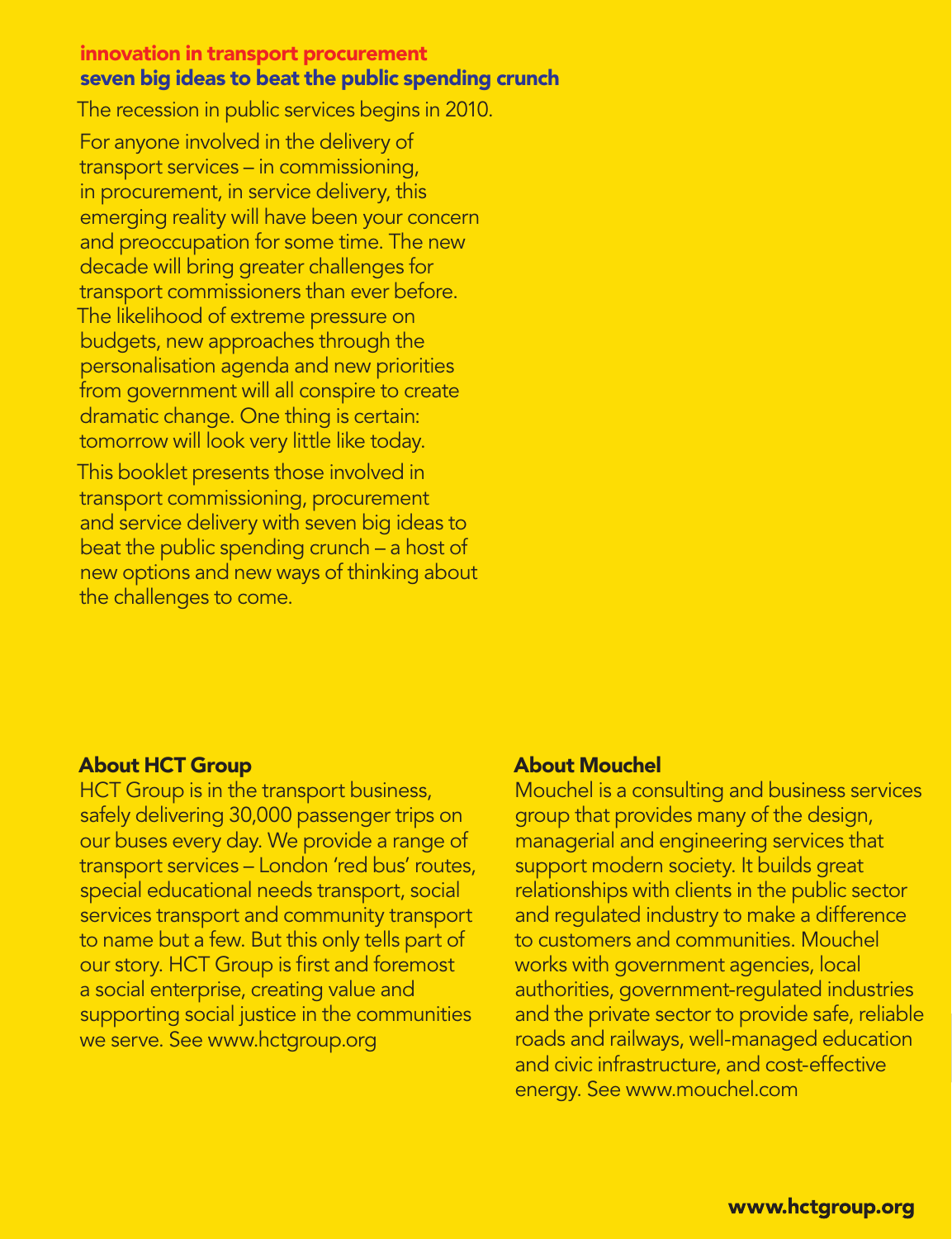**innovation in transport procurement**

## seven big ideas to beat the public spending crunch

The recession in public services begins in 2010.

For anyone involved in the delivery of transport services – in commissioning, in procurement, in service delivery, this emerging reality will have been your concern and preoccupation for some time. The new decade will bring greater challenges for transport commissioners than ever before. The likelihood of extreme pressure on budgets, new approaches through the personalisation agenda and new priorities from government will all conspire to create dramatic change. One thing is certain: tomorrow will look very little like today.

This booklet presents those involved in transport commissioning, procurement and service delivery with seven big ideas to beat the public spending crunch – a host of new options and new ways of thinking about the challenges to come.

### About HCT Group

HCT Group is in the transport business, safely delivering 30,000 passenger trips on our buses every day. We provide a range of transport services – London 'red bus' routes, special educational needs transport, social services transport and community transport to name but a few. But this only tells part of our story. HCT Group is first and foremost a social enterprise, creating value and supporting social justice in the communities we serve. See www.hctgroup.org

### About Mouchel

Mouchel is a consulting and business services group that provides many of the design, managerial and engineering services that support modern society. It builds great relationships with clients in the public sector and regulated industry to make a difference to customers and communities. Mouchel works with government agencies, local authorities, government-regulated industries and the private sector to provide safe, reliable roads and railways, well-managed education and civic infrastructure, and cost-effective energy. See www.mouchel.com

**www.hctgroup.org**